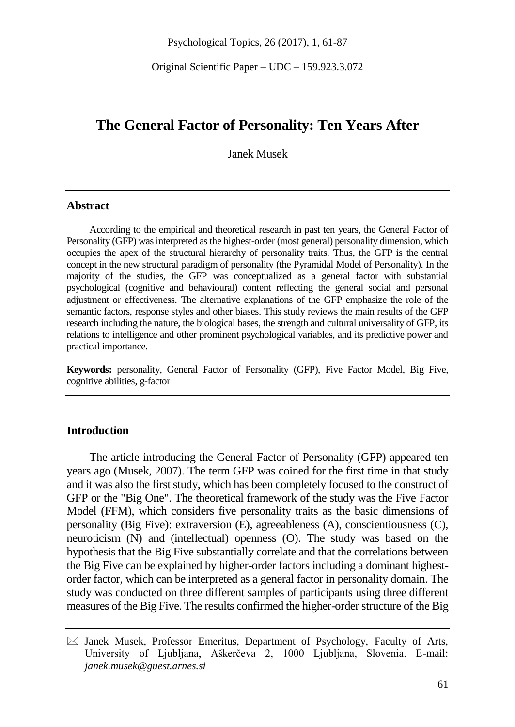# The General Factor of Personality: Ten Years After

Janek Musek

## Abstract

According to the empirical and theoretical research in past ten years, the General Factor of Personality (GFP) was interpreted as the highest-order (most general) personality dimension, which occupies the apex of the structural hierarchy of personality traits. Thus, the GFP is the central concept in the new structural paradigm of personality (the Pyramidal Model of Personality). In the majority of the studies, the GFP was conceptualized as a general factor with substantial psychological (cognitive and behavioural) content reflecting the general social and personal adjustment or effectiveness. The alternative explanations of the GFP emphasize the role of the semantic factors, response styles and other biases. This study reviews the main results of the GFP research including the nature, the biological bases, the strength and cultural universality of GFP, its relations to intelligence and other prominent psychological variables, and its predictive power and practical importance.

**Keywords:** personality, General Factor of Personality (GFP), Five Factor Model, Big Five, cognitive abilities, g-factor

## Introduction

The article introducing the General Factor of Personality (GFP) appeared ten years ago (Musek, 2007). The term GFP was coined for the first time in that study and it was also the first study, which has been completely focused to the construct of GFP or the "Big One". The theoretical framework of the study was the Five Factor Model (FFM), which considers five personality traits as the basic dimensions of personality (Big Five): extraversion (E), agreeableness (A), conscientiousness (C), neuroticism (N) and (intellectual) openness (O). The study was based on the hypothesis that the Big Five substantially correlate and that the correlations between the Big Five can be explained by higher-order factors including a dominant highest-order factor, which can be interpreted as a general factor in personality domain. The study was conducted on three different samples of participants using three different measures of the Big Five. The results confirmed the higher-order structure of the Big

---

✉ Janek Musek, Professor Emeritus, Department of Psychology, Faculty of Arts, University of Ljubljana, Aškerčeva 2, 1000 Ljubljana, Slovenia. E-mail: *janek.musek@guest.arnes.si*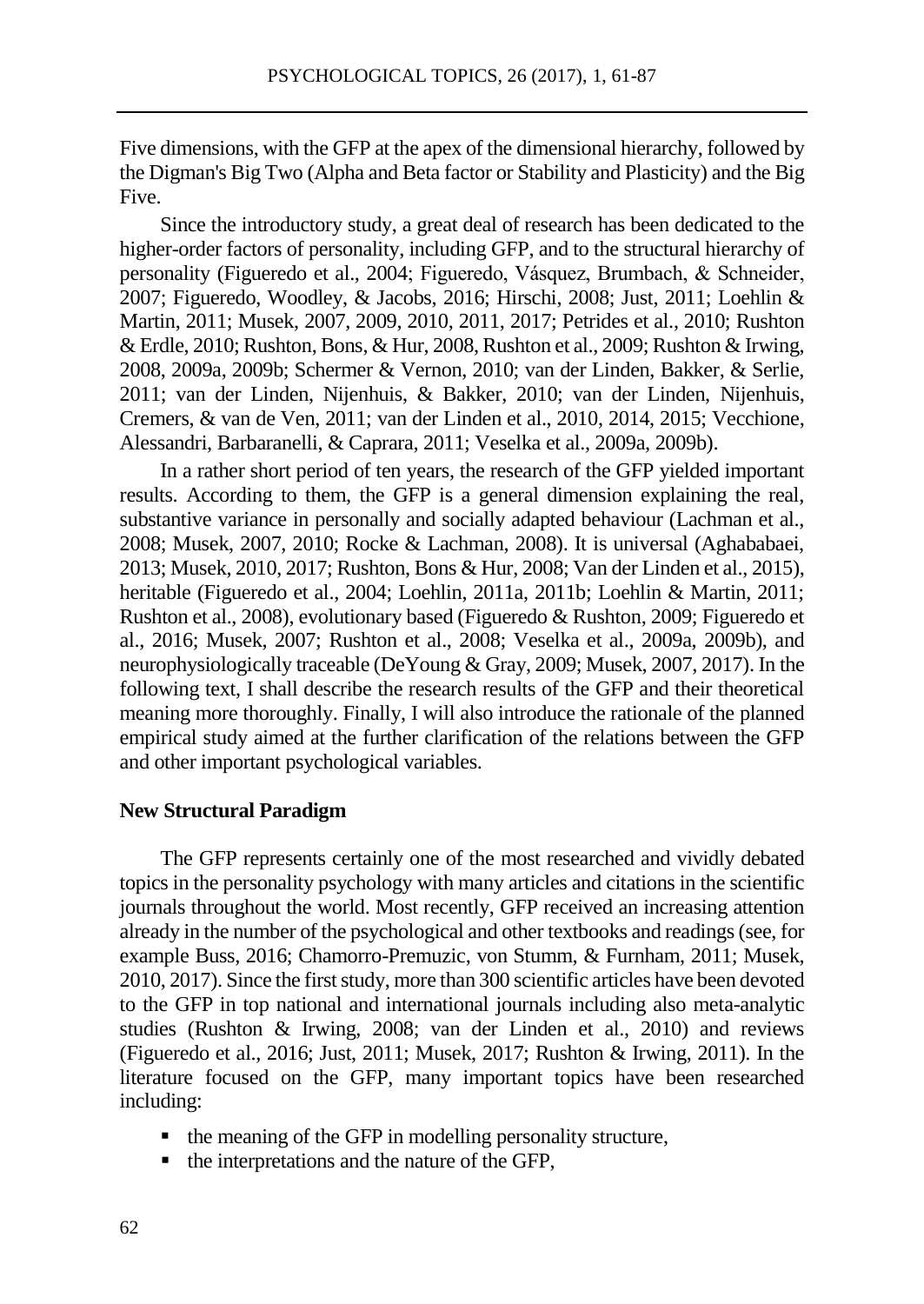Five dimensions, with the GFP at the apex of the dimensional hierarchy, followed by the Digman's Big Two (Alpha and Beta factor or Stability and Plasticity) and the Big Five.

Since the introductory study, a great deal of research has been dedicated to the higher-order factors of personality, including GFP, and to the structural hierarchy of personality (Figueredo et al., 2004; Figueredo, Vásquez, Brumbach, & Schneider, 2007; Figueredo, Woodley, & Jacobs, 2016; Hirschi, 2008; Just, 2011; Loehlin & Martin, 2011; Musek, 2007, 2009, 2010, 2011, 2017; Petrides et al., 2010; Rushton & Erdle, 2010; Rushton, Bons, & Hur, 2008, Rushton et al., 2009; Rushton & Irwing, 2008, 2009a, 2009b; Schermer & Vernon, 2010; van der Linden, Bakker, & Serlie, 2011; van der Linden, Nijenhuis, & Bakker, 2010; van der Linden, Nijenhuis, Cremers, & van de Ven, 2011; van der Linden et al., 2010, 2014, 2015; Vecchione, Alessandri, Barbaranelli, & Caprara, 2011; Veselka et al., 2009a, 2009b).

In a rather short period of ten years, the research of the GFP yielded important results. According to them, the GFP is a general dimension explaining the real, substantive variance in personally and socially adapted behaviour (Lachman et al., 2008; Musek, 2007, 2010; Rocke & Lachman, 2008). It is universal (Aghababaei, 2013; Musek, 2010, 2017; Rushton, Bons & Hur, 2008; Van der Linden et al., 2015), heritable (Figueredo et al., 2004; Loehlin, 2011a, 2011b; Loehlin & Martin, 2011; Rushton et al., 2008), evolutionary based (Figueredo & Rushton, 2009; Figueredo et al., 2016; Musek, 2007; Rushton et al., 2008; Veselka et al., 2009a, 2009b), and neurophysiologically traceable (DeYoung & Gray, 2009; Musek, 2007, 2017). In the following text, I shall describe the research results of the GFP and their theoretical meaning more thoroughly. Finally, I will also introduce the rationale of the planned empirical study aimed at the further clarification of the relations between the GFP and other important psychological variables.

## New Structural Paradigm

The GFP represents certainly one of the most researched and vividly debated topics in the personality psychology with many articles and citations in the scientific journals throughout the world. Most recently, GFP received an increasing attention already in the number of the psychological and other textbooks and readings (see, for example Buss, 2016; Chamorro-Premuzic, von Stumm, & Furnham, 2011; Musek, 2010, 2017). Since the first study, more than 300 scientific articles have been devoted to the GFP in top national and international journals including also meta-analytic studies (Rushton & Irwing, 2008; van der Linden et al., 2010) and reviews (Figueredo et al., 2016; Just, 2011; Musek, 2017; Rushton & Irwing, 2011). In the literature focused on the GFP, many important topics have been researched including:

- the meaning of the GFP in modelling personality structure,
- the interpretations and the nature of the GFP,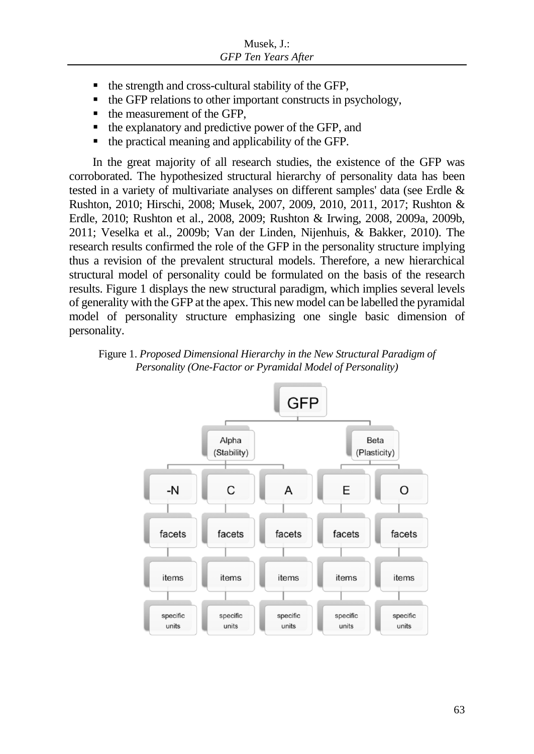- the strength and cross-cultural stability of the GFP,
- the GFP relations to other important constructs in psychology,
- the measurement of the GFP,
- the explanatory and predictive power of the GFP, and
- the practical meaning and applicability of the GFP.

In the great majority of all research studies, the existence of the GFP was corroborated. The hypothesized structural hierarchy of personality data has been tested in a variety of multivariate analyses on different samples' data (see Erdle & Rushton, 2010; Hirschi, 2008; Musek, 2007, 2009, 2010, 2011, 2017; Rushton & Erdle, 2010; Rushton et al., 2008, 2009; Rushton & Irwing, 2008, 2009a, 2009b, 2011; Veselka et al., 2009b; Van der Linden, Nijenhuis, & Bakker, 2010). The research results confirmed the role of the GFP in the personality structure implying thus a revision of the prevalent structural models. Therefore, a new hierarchical structural model of personality could be formulated on the basis of the research results. Figure 1 displays the new structural paradigm, which implies several levels of generality with the GFP at the apex. This new model can be labelled the pyramidal model of personality structure emphasizing one single basic dimension of personality.

Figure 1. *Proposed Dimensional Hierarchy in the New Structural Paradigm of Personality (One-Factor or Pyramidal Model of Personality)*

GFP

Alpha (Stability) | Beta (Plasticity)

-N | C | A | E | O

facets | facets | facets | facets | facets

items | items | items | items | items

specific units | specific units | specific units | specific units | specific units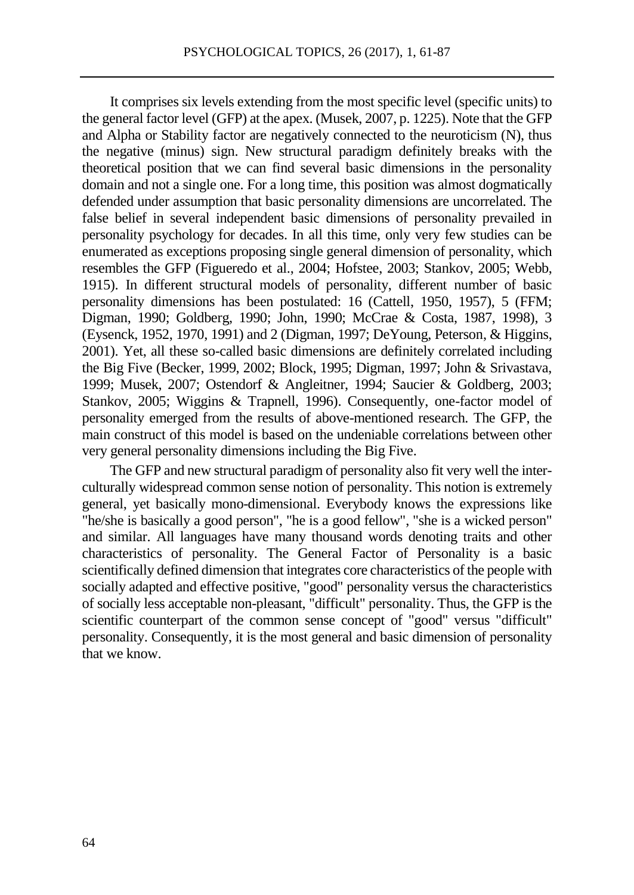It comprises six levels extending from the most specific level (specific units) to the general factor level (GFP) at the apex. (Musek, 2007, p. 1225). Note that the GFP and Alpha or Stability factor are negatively connected to the neuroticism (N), thus the negative (minus) sign. New structural paradigm definitely breaks with the theoretical position that we can find several basic dimensions in the personality domain and not a single one. For a long time, this position was almost dogmatically defended under assumption that basic personality dimensions are uncorrelated. The false belief in several independent basic dimensions of personality prevailed in personality psychology for decades. In all this time, only very few studies can be enumerated as exceptions proposing single general dimension of personality, which resembles the GFP (Figueredo et al., 2004; Hofstee, 2003; Stankov, 2005; Webb, 1915). In different structural models of personality, different number of basic personality dimensions has been postulated: 16 (Cattell, 1950, 1957), 5 (FFM; Digman, 1990; Goldberg, 1990; John, 1990; McCrae & Costa, 1987, 1998), 3 (Eysenck, 1952, 1970, 1991) and 2 (Digman, 1997; DeYoung, Peterson, & Higgins, 2001). Yet, all these so-called basic dimensions are definitely correlated including the Big Five (Becker, 1999, 2002; Block, 1995; Digman, 1997; John & Srivastava, 1999; Musek, 2007; Ostendorf & Angleitner, 1994; Saucier & Goldberg, 2003; Stankov, 2005; Wiggins & Trapnell, 1996). Consequently, one-factor model of personality emerged from the results of above-mentioned research. The GFP, the main construct of this model is based on the undeniable correlations between other very general personality dimensions including the Big Five.

The GFP and new structural paradigm of personality also fit very well the inter-culturally widespread common sense notion of personality. This notion is extremely general, yet basically mono-dimensional. Everybody knows the expressions like "he/she is basically a good person", "he is a good fellow", "she is a wicked person" and similar. All languages have many thousand words denoting traits and other characteristics of personality. The General Factor of Personality is a basic scientifically defined dimension that integrates core characteristics of the people with socially adapted and effective positive, "good" personality versus the characteristics of socially less acceptable non-pleasant, "difficult" personality. Thus, the GFP is the scientific counterpart of the common sense concept of "good" versus "difficult" personality. Consequently, it is the most general and basic dimension of personality that we know.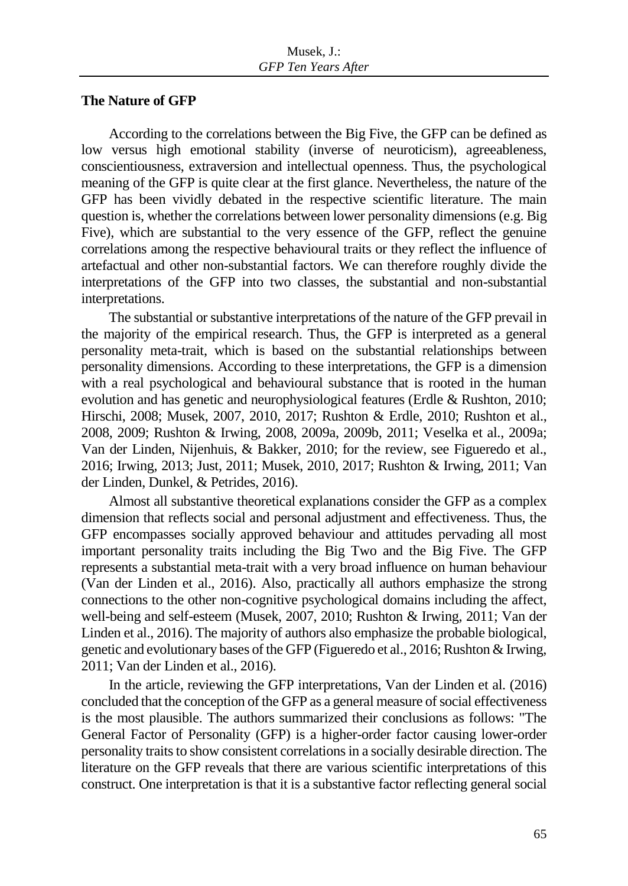## The Nature of GFP

According to the correlations between the Big Five, the GFP can be defined as low versus high emotional stability (inverse of neuroticism), agreeableness, conscientiousness, extraversion and intellectual openness. Thus, the psychological meaning of the GFP is quite clear at the first glance. Nevertheless, the nature of the GFP has been vividly debated in the respective scientific literature. The main question is, whether the correlations between lower personality dimensions (e.g. Big Five), which are substantial to the very essence of the GFP, reflect the genuine correlations among the respective behavioural traits or they reflect the influence of artefactual and other non-substantial factors. We can therefore roughly divide the interpretations of the GFP into two classes, the substantial and non-substantial interpretations.

The substantial or substantive interpretations of the nature of the GFP prevail in the majority of the empirical research. Thus, the GFP is interpreted as a general personality meta-trait, which is based on the substantial relationships between personality dimensions. According to these interpretations, the GFP is a dimension with a real psychological and behavioural substance that is rooted in the human evolution and has genetic and neurophysiological features (Erdle & Rushton, 2010; Hirschi, 2008; Musek, 2007, 2010, 2017; Rushton & Erdle, 2010; Rushton et al., 2008, 2009; Rushton & Irwing, 2008, 2009a, 2009b, 2011; Veselka et al., 2009a; Van der Linden, Nijenhuis, & Bakker, 2010; for the review, see Figueredo et al., 2016; Irwing, 2013; Just, 2011; Musek, 2010, 2017; Rushton & Irwing, 2011; Van der Linden, Dunkel, & Petrides, 2016).

Almost all substantive theoretical explanations consider the GFP as a complex dimension that reflects social and personal adjustment and effectiveness. Thus, the GFP encompasses socially approved behaviour and attitudes pervading all most important personality traits including the Big Two and the Big Five. The GFP represents a substantial meta-trait with a very broad influence on human behaviour (Van der Linden et al., 2016). Also, practically all authors emphasize the strong connections to the other non-cognitive psychological domains including the affect, well-being and self-esteem (Musek, 2007, 2010; Rushton & Irwing, 2011; Van der Linden et al., 2016). The majority of authors also emphasize the probable biological, genetic and evolutionary bases of the GFP (Figueredo et al., 2016; Rushton & Irwing, 2011; Van der Linden et al., 2016).

In the article, reviewing the GFP interpretations, Van der Linden et al. (2016) concluded that the conception of the GFP as a general measure of social effectiveness is the most plausible. The authors summarized their conclusions as follows: "The General Factor of Personality (GFP) is a higher-order factor causing lower-order personality traits to show consistent correlations in a socially desirable direction. The literature on the GFP reveals that there are various scientific interpretations of this construct. One interpretation is that it is a substantive factor reflecting general social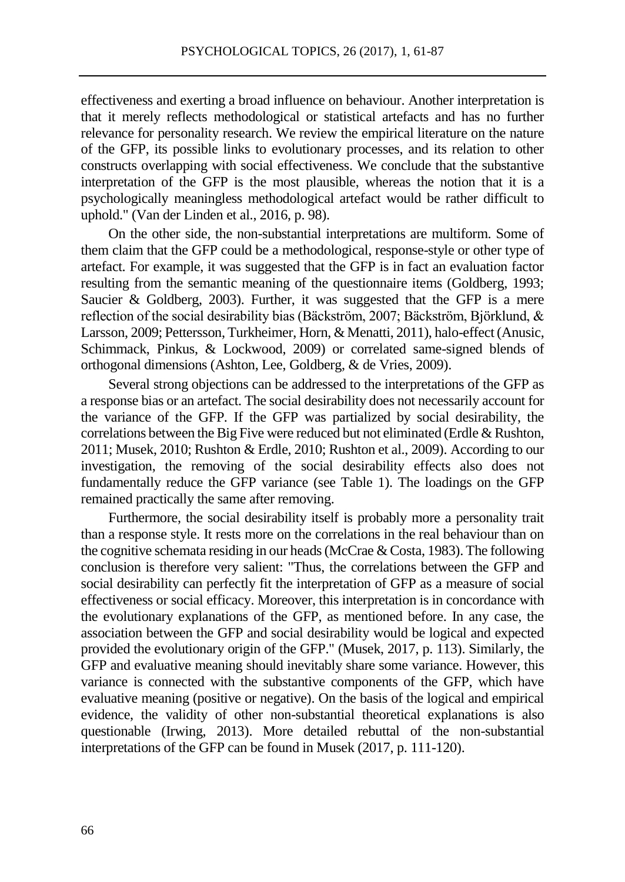effectiveness and exerting a broad influence on behaviour. Another interpretation is that it merely reflects methodological or statistical artefacts and has no further relevance for personality research. We review the empirical literature on the nature of the GFP, its possible links to evolutionary processes, and its relation to other constructs overlapping with social effectiveness. We conclude that the substantive interpretation of the GFP is the most plausible, whereas the notion that it is a psychologically meaningless methodological artefact would be rather difficult to uphold." (Van der Linden et al., 2016, p. 98).

On the other side, the non-substantial interpretations are multiform. Some of them claim that the GFP could be a methodological, response-style or other type of artefact. For example, it was suggested that the GFP is in fact an evaluation factor resulting from the semantic meaning of the questionnaire items (Goldberg, 1993; Saucier & Goldberg, 2003). Further, it was suggested that the GFP is a mere reflection of the social desirability bias (Bäckström, 2007; Bäckström, Björklund, & Larsson, 2009; Pettersson, Turkheimer, Horn, & Menatti, 2011), halo-effect (Anusic, Schimmack, Pinkus, & Lockwood, 2009) or correlated same-signed blends of orthogonal dimensions (Ashton, Lee, Goldberg, & de Vries, 2009).

Several strong objections can be addressed to the interpretations of the GFP as a response bias or an artefact. The social desirability does not necessarily account for the variance of the GFP. If the GFP was partialized by social desirability, the correlations between the Big Five were reduced but not eliminated (Erdle & Rushton, 2011; Musek, 2010; Rushton & Erdle, 2010; Rushton et al., 2009). According to our investigation, the removing of the social desirability effects also does not fundamentally reduce the GFP variance (see Table 1). The loadings on the GFP remained practically the same after removing.

Furthermore, the social desirability itself is probably more a personality trait than a response style. It rests more on the correlations in the real behaviour than on the cognitive schemata residing in our heads (McCrae & Costa, 1983). The following conclusion is therefore very salient: "Thus, the correlations between the GFP and social desirability can perfectly fit the interpretation of GFP as a measure of social effectiveness or social efficacy. Moreover, this interpretation is in concordance with the evolutionary explanations of the GFP, as mentioned before. In any case, the association between the GFP and social desirability would be logical and expected provided the evolutionary origin of the GFP." (Musek, 2017, p. 113). Similarly, the GFP and evaluative meaning should inevitably share some variance. However, this variance is connected with the substantive components of the GFP, which have evaluative meaning (positive or negative). On the basis of the logical and empirical evidence, the validity of other non-substantial theoretical explanations is also questionable (Irwing, 2013). More detailed rebuttal of the non-substantial interpretations of the GFP can be found in Musek (2017, p. 111-120).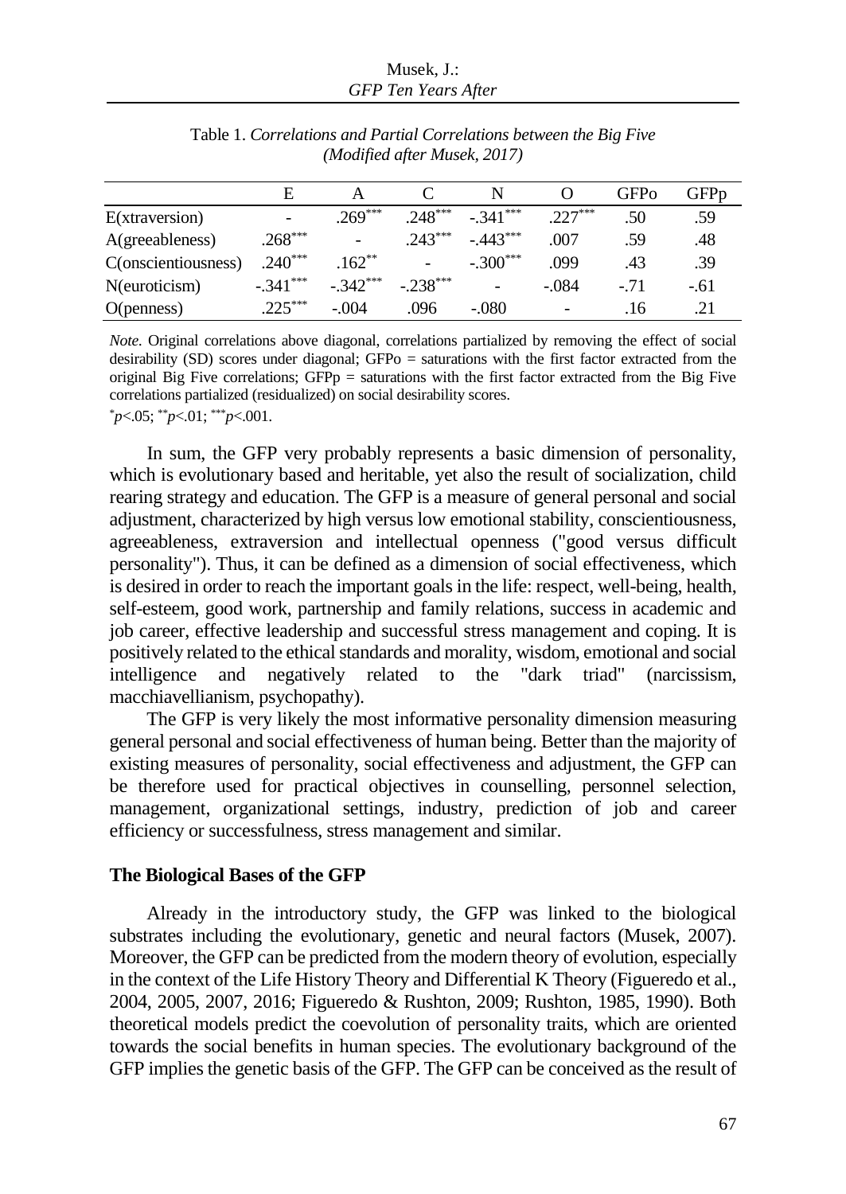Table 1. *Correlations and Partial Correlations between the Big Five (Modified after Musek, 2017)*

| | E | A | C | N | O | GFPo | GFPp |
|---|---|---|---|---|---|---|---|
| E(xtraversion) | - | .269*** | .248*** | -.341*** | .227*** | .50 | .59 |
| A(greeableness) | .268*** | - | .243*** | -.443*** | .007 | .59 | .48 |
| C(onscientiousness) | .240*** | .162** | - | -.300*** | .099 | .43 | .39 |
| N(euroticism) | -.341*** | -.342*** | -.238*** | - | -.084 | -.71 | -.61 |
| O(penness) | .225*** | -.004 | .096 | -.080 | - | .16 | .21 |

*Note.* Original correlations above diagonal, correlations partialized by removing the effect of social desirability (SD) scores under diagonal; GFPo = saturations with the first factor extracted from the original Big Five correlations; GFPp = saturations with the first factor extracted from the Big Five correlations partialized (residualized) on social desirability scores.
*$p$<.05; **$p$<.01; ***$p$<.001.

In sum, the GFP very probably represents a basic dimension of personality, which is evolutionary based and heritable, yet also the result of socialization, child rearing strategy and education. The GFP is a measure of general personal and social adjustment, characterized by high versus low emotional stability, conscientiousness, agreeableness, extraversion and intellectual openness ("good versus difficult personality"). Thus, it can be defined as a dimension of social effectiveness, which is desired in order to reach the important goals in the life: respect, well-being, health, self-esteem, good work, partnership and family relations, success in academic and job career, effective leadership and successful stress management and coping. It is positively related to the ethical standards and morality, wisdom, emotional and social intelligence and negatively related to the "dark triad" (narcissism, macchiavellianism, psychopathy).

The GFP is very likely the most informative personality dimension measuring general personal and social effectiveness of human being. Better than the majority of existing measures of personality, social effectiveness and adjustment, the GFP can be therefore used for practical objectives in counselling, personnel selection, management, organizational settings, industry, prediction of job and career efficiency or successfulness, stress management and similar.

## The Biological Bases of the GFP

Already in the introductory study, the GFP was linked to the biological substrates including the evolutionary, genetic and neural factors (Musek, 2007). Moreover, the GFP can be predicted from the modern theory of evolution, especially in the context of the Life History Theory and Differential K Theory (Figueredo et al., 2004, 2005, 2007, 2016; Figueredo & Rushton, 2009; Rushton, 1985, 1990). Both theoretical models predict the coevolution of personality traits, which are oriented towards the social benefits in human species. The evolutionary background of the GFP implies the genetic basis of the GFP. The GFP can be conceived as the result of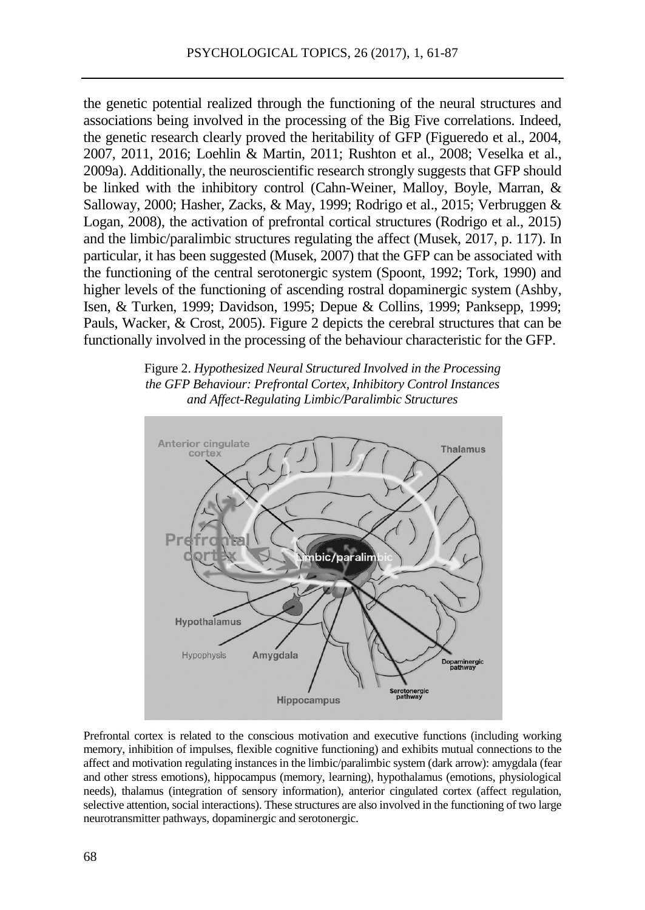the genetic potential realized through the functioning of the neural structures and associations being involved in the processing of the Big Five correlations. Indeed, the genetic research clearly proved the heritability of GFP (Figueredo et al., 2004, 2007, 2011, 2016; Loehlin & Martin, 2011; Rushton et al., 2008; Veselka et al., 2009a). Additionally, the neuroscientific research strongly suggests that GFP should be linked with the inhibitory control (Cahn-Weiner, Malloy, Boyle, Marran, & Salloway, 2000; Hasher, Zacks, & May, 1999; Rodrigo et al., 2015; Verbruggen & Logan, 2008), the activation of prefrontal cortical structures (Rodrigo et al., 2015) and the limbic/paralimbic structures regulating the affect (Musek, 2017, p. 117). In particular, it has been suggested (Musek, 2007) that the GFP can be associated with the functioning of the central serotonergic system (Spoont, 1992; Tork, 1990) and higher levels of the functioning of ascending rostral dopaminergic system (Ashby, Isen, & Turken, 1999; Davidson, 1995; Depue & Collins, 1999; Panksepp, 1999; Pauls, Wacker, & Crost, 2005). Figure 2 depicts the cerebral structures that can be functionally involved in the processing of the behaviour characteristic for the GFP.

Figure 2. *Hypothesized Neural Structured Involved in the Processing the GFP Behaviour: Prefrontal Cortex, Inhibitory Control Instances and Affect-Regulating Limbic/Paralimbic Structures*

Prefrontal cortex is related to the conscious motivation and executive functions (including working memory, inhibition of impulses, flexible cognitive functioning) and exhibits mutual connections to the affect and motivation regulating instances in the limbic/paralimbic system (dark arrow): amygdala (fear and other stress emotions), hippocampus (memory, learning), hypothalamus (emotions, physiological needs), thalamus (integration of sensory information), anterior cingulated cortex (affect regulation, selective attention, social interactions). These structures are also involved in the functioning of two large neurotransmitter pathways, dopaminergic and serotonergic.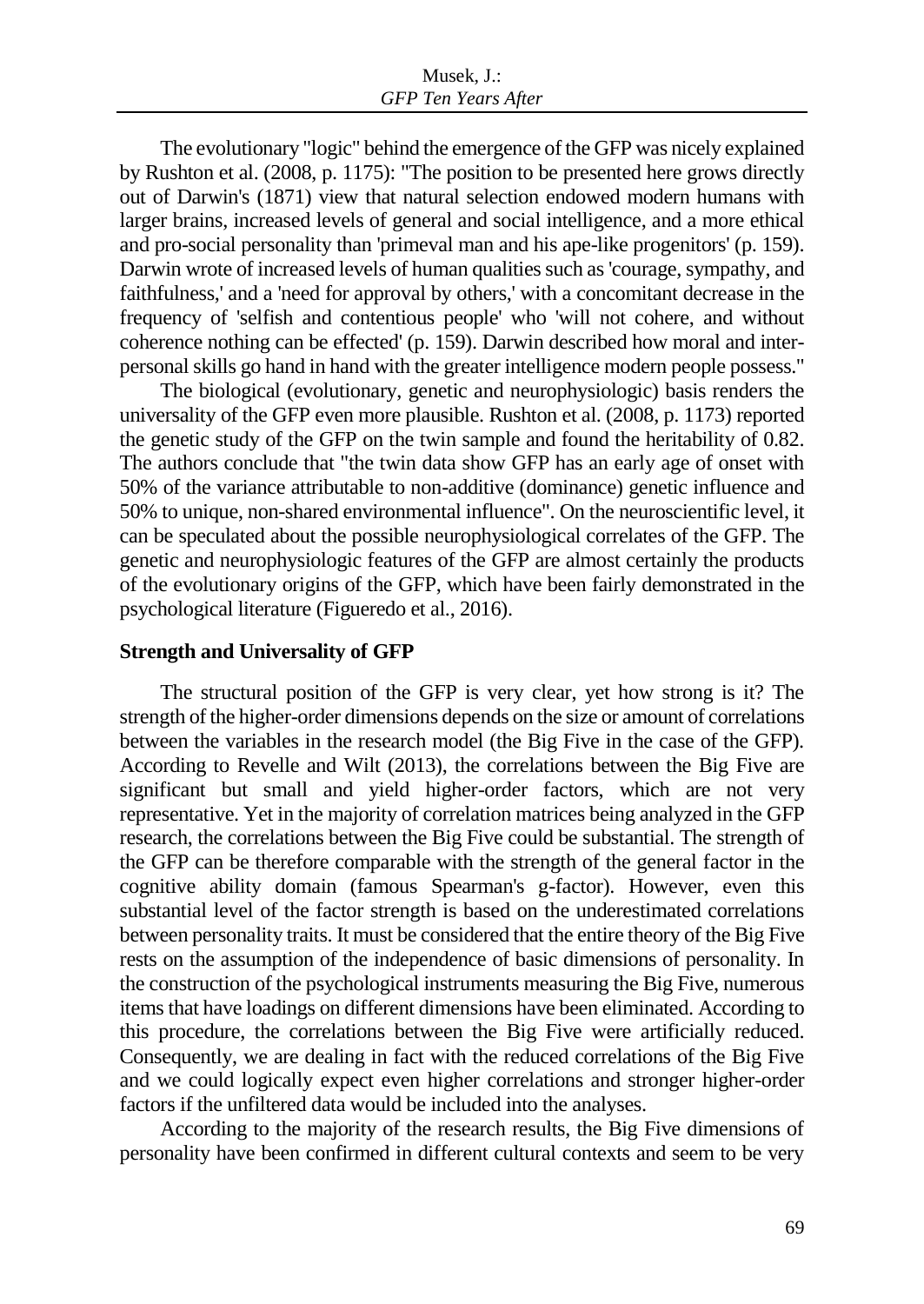The evolutionary "logic" behind the emergence of the GFP was nicely explained by Rushton et al. (2008, p. 1175): "The position to be presented here grows directly out of Darwin's (1871) view that natural selection endowed modern humans with larger brains, increased levels of general and social intelligence, and a more ethical and pro-social personality than 'primeval man and his ape-like progenitors' (p. 159). Darwin wrote of increased levels of human qualities such as 'courage, sympathy, and faithfulness,' and a 'need for approval by others,' with a concomitant decrease in the frequency of 'selfish and contentious people' who 'will not cohere, and without coherence nothing can be effected' (p. 159). Darwin described how moral and inter-personal skills go hand in hand with the greater intelligence modern people possess."

The biological (evolutionary, genetic and neurophysiologic) basis renders the universality of the GFP even more plausible. Rushton et al. (2008, p. 1173) reported the genetic study of the GFP on the twin sample and found the heritability of 0.82. The authors conclude that "the twin data show GFP has an early age of onset with 50% of the variance attributable to non-additive (dominance) genetic influence and 50% to unique, non-shared environmental influence". On the neuroscientific level, it can be speculated about the possible neurophysiological correlates of the GFP. The genetic and neurophysiologic features of the GFP are almost certainly the products of the evolutionary origins of the GFP, which have been fairly demonstrated in the psychological literature (Figueredo et al., 2016).

**Strength and Universality of GFP**

The structural position of the GFP is very clear, yet how strong is it? The strength of the higher-order dimensions depends on the size or amount of correlations between the variables in the research model (the Big Five in the case of the GFP). According to Revelle and Wilt (2013), the correlations between the Big Five are significant but small and yield higher-order factors, which are not very representative. Yet in the majority of correlation matrices being analyzed in the GFP research, the correlations between the Big Five could be substantial. The strength of the GFP can be therefore comparable with the strength of the general factor in the cognitive ability domain (famous Spearman's g-factor). However, even this substantial level of the factor strength is based on the underestimated correlations between personality traits. It must be considered that the entire theory of the Big Five rests on the assumption of the independence of basic dimensions of personality. In the construction of the psychological instruments measuring the Big Five, numerous items that have loadings on different dimensions have been eliminated. According to this procedure, the correlations between the Big Five were artificially reduced. Consequently, we are dealing in fact with the reduced correlations of the Big Five and we could logically expect even higher correlations and stronger higher-order factors if the unfiltered data would be included into the analyses.

According to the majority of the research results, the Big Five dimensions of personality have been confirmed in different cultural contexts and seem to be very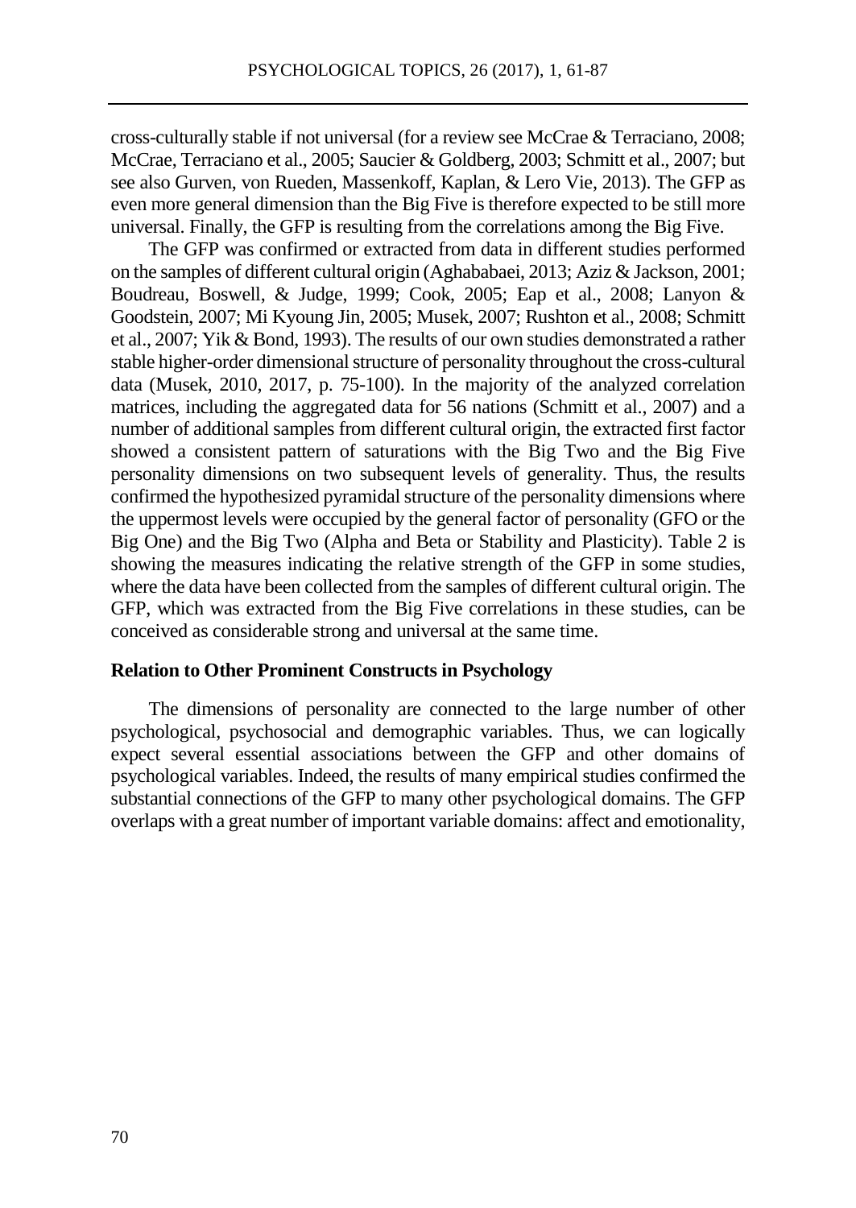cross-culturally stable if not universal (for a review see McCrae & Terraciano, 2008; McCrae, Terraciano et al., 2005; Saucier & Goldberg, 2003; Schmitt et al., 2007; but see also Gurven, von Rueden, Massenkoff, Kaplan, & Lero Vie, 2013). The GFP as even more general dimension than the Big Five is therefore expected to be still more universal. Finally, the GFP is resulting from the correlations among the Big Five.

The GFP was confirmed or extracted from data in different studies performed on the samples of different cultural origin (Aghababaei, 2013; Aziz & Jackson, 2001; Boudreau, Boswell, & Judge, 1999; Cook, 2005; Eap et al., 2008; Lanyon & Goodstein, 2007; Mi Kyoung Jin, 2005; Musek, 2007; Rushton et al., 2008; Schmitt et al., 2007; Yik & Bond, 1993). The results of our own studies demonstrated a rather stable higher-order dimensional structure of personality throughout the cross-cultural data (Musek, 2010, 2017, p. 75-100). In the majority of the analyzed correlation matrices, including the aggregated data for 56 nations (Schmitt et al., 2007) and a number of additional samples from different cultural origin, the extracted first factor showed a consistent pattern of saturations with the Big Two and the Big Five personality dimensions on two subsequent levels of generality. Thus, the results confirmed the hypothesized pyramidal structure of the personality dimensions where the uppermost levels were occupied by the general factor of personality (GFO or the Big One) and the Big Two (Alpha and Beta or Stability and Plasticity). Table 2 is showing the measures indicating the relative strength of the GFP in some studies, where the data have been collected from the samples of different cultural origin. The GFP, which was extracted from the Big Five correlations in these studies, can be conceived as considerable strong and universal at the same time.

## Relation to Other Prominent Constructs in Psychology

The dimensions of personality are connected to the large number of other psychological, psychosocial and demographic variables. Thus, we can logically expect several essential associations between the GFP and other domains of psychological variables. Indeed, the results of many empirical studies confirmed the substantial connections of the GFP to many other psychological domains. The GFP overlaps with a great number of important variable domains: affect and emotionality,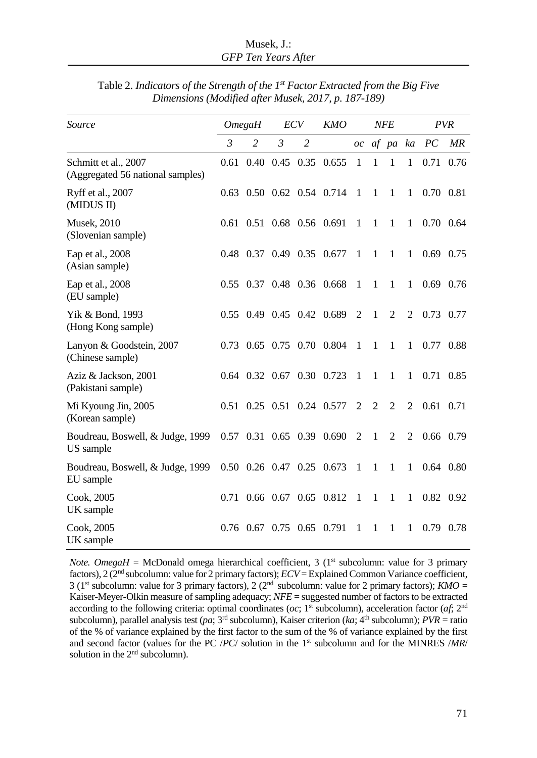Table 2. *Indicators of the Strength of the 1st Factor Extracted from the Big Five Dimensions (Modified after Musek, 2017, p. 187-189)*

| *Source* | *OmegaH* | | *ECV* | | *KMO* | *NFE* | | | | *PVR* | |
|---|---|---|---|---|---|---|---|---|---|---|---|
| | *3* | *2* | *3* | *2* | | *oc* | *af* | *pa* | *ka* | *PC* | *MR* |
| Schmitt et al., 2007 (Aggregated 56 national samples) | 0.61 | 0.40 | 0.45 | 0.35 | 0.655 | 1 | 1 | 1 | 1 | 0.71 | 0.76 |
| Ryff et al., 2007 (MIDUS II) | 0.63 | 0.50 | 0.62 | 0.54 | 0.714 | 1 | 1 | 1 | 1 | 0.70 | 0.81 |
| Musek, 2010 (Slovenian sample) | 0.61 | 0.51 | 0.68 | 0.56 | 0.691 | 1 | 1 | 1 | 1 | 0.70 | 0.64 |
| Eap et al., 2008 (Asian sample) | 0.48 | 0.37 | 0.49 | 0.35 | 0.677 | 1 | 1 | 1 | 1 | 0.69 | 0.75 |
| Eap et al., 2008 (EU sample) | 0.55 | 0.37 | 0.48 | 0.36 | 0.668 | 1 | 1 | 1 | 1 | 0.69 | 0.76 |
| Yik & Bond, 1993 (Hong Kong sample) | 0.55 | 0.49 | 0.45 | 0.42 | 0.689 | 2 | 1 | 2 | 2 | 0.73 | 0.77 |
| Lanyon & Goodstein, 2007 (Chinese sample) | 0.73 | 0.65 | 0.75 | 0.70 | 0.804 | 1 | 1 | 1 | 1 | 0.77 | 0.88 |
| Aziz & Jackson, 2001 (Pakistani sample) | 0.64 | 0.32 | 0.67 | 0.30 | 0.723 | 1 | 1 | 1 | 1 | 0.71 | 0.85 |
| Mi Kyoung Jin, 2005 (Korean sample) | 0.51 | 0.25 | 0.51 | 0.24 | 0.577 | 2 | 2 | 2 | 2 | 0.61 | 0.71 |
| Boudreau, Boswell, & Judge, 1999 US sample | 0.57 | 0.31 | 0.65 | 0.39 | 0.690 | 2 | 1 | 2 | 2 | 0.66 | 0.79 |
| Boudreau, Boswell, & Judge, 1999 EU sample | 0.50 | 0.26 | 0.47 | 0.25 | 0.673 | 1 | 1 | 1 | 1 | 0.64 | 0.80 |
| Cook, 2005 UK sample | 0.71 | 0.66 | 0.67 | 0.65 | 0.812 | 1 | 1 | 1 | 1 | 0.82 | 0.92 |
| Cook, 2005 UK sample | 0.76 | 0.67 | 0.75 | 0.65 | 0.791 | 1 | 1 | 1 | 1 | 0.79 | 0.78 |

*Note. OmegaH* = McDonald omega hierarchical coefficient, 3 (1st subcolumn: value for 3 primary factors), 2 (2nd subcolumn: value for 2 primary factors); *ECV* = Explained Common Variance coefficient, 3 (1st subcolumn: value for 3 primary factors), 2 (2nd subcolumn: value for 2 primary factors); *KMO* = Kaiser-Meyer-Olkin measure of sampling adequacy; *NFE* = suggested number of factors to be extracted according to the following criteria: optimal coordinates (*oc*; 1st subcolumn), acceleration factor (*af*; 2nd subcolumn), parallel analysis test (*pa*; 3rd subcolumn), Kaiser criterion (*ka*; 4th subcolumn); *PVR* = ratio of the % of variance explained by the first factor to the sum of the % of variance explained by the first and second factor (values for the PC /*PC*/ solution in the 1st subcolumn and for the MINRES /*MR*/ solution in the 2nd subcolumn).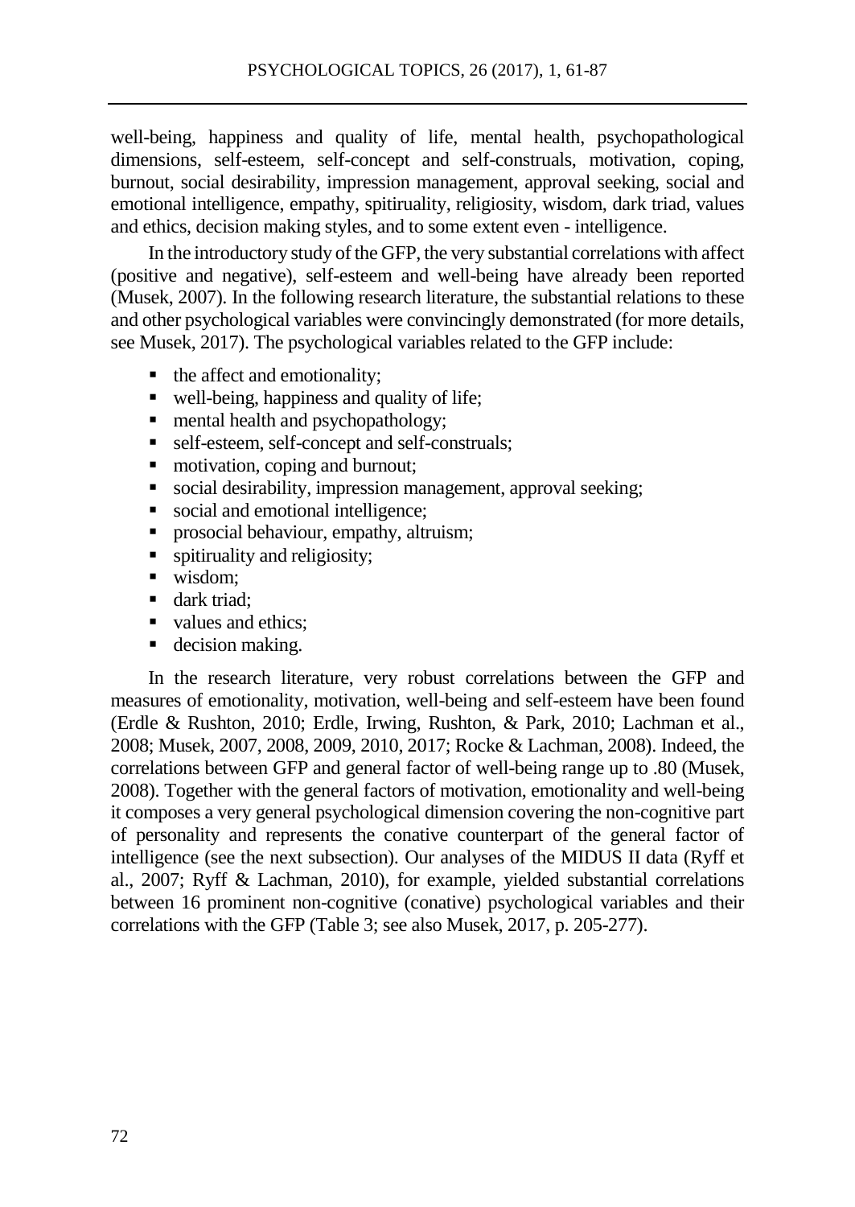well-being, happiness and quality of life, mental health, psychopathological dimensions, self-esteem, self-concept and self-construals, motivation, coping, burnout, social desirability, impression management, approval seeking, social and emotional intelligence, empathy, spitiruality, religiosity, wisdom, dark triad, values and ethics, decision making styles, and to some extent even - intelligence.

In the introductory study of the GFP, the very substantial correlations with affect (positive and negative), self-esteem and well-being have already been reported (Musek, 2007). In the following research literature, the substantial relations to these and other psychological variables were convincingly demonstrated (for more details, see Musek, 2017). The psychological variables related to the GFP include:

- the affect and emotionality;
- well-being, happiness and quality of life;
- mental health and psychopathology;
- self-esteem, self-concept and self-construals;
- motivation, coping and burnout;
- social desirability, impression management, approval seeking;
- social and emotional intelligence;
- prosocial behaviour, empathy, altruism;
- spitiruality and religiosity;
- wisdom;
- dark triad;
- values and ethics;
- decision making.

In the research literature, very robust correlations between the GFP and measures of emotionality, motivation, well-being and self-esteem have been found (Erdle & Rushton, 2010; Erdle, Irwing, Rushton, & Park, 2010; Lachman et al., 2008; Musek, 2007, 2008, 2009, 2010, 2017; Rocke & Lachman, 2008). Indeed, the correlations between GFP and general factor of well-being range up to .80 (Musek, 2008). Together with the general factors of motivation, emotionality and well-being it composes a very general psychological dimension covering the non-cognitive part of personality and represents the conative counterpart of the general factor of intelligence (see the next subsection). Our analyses of the MIDUS II data (Ryff et al., 2007; Ryff & Lachman, 2010), for example, yielded substantial correlations between 16 prominent non-cognitive (conative) psychological variables and their correlations with the GFP (Table 3; see also Musek, 2017, p. 205-277).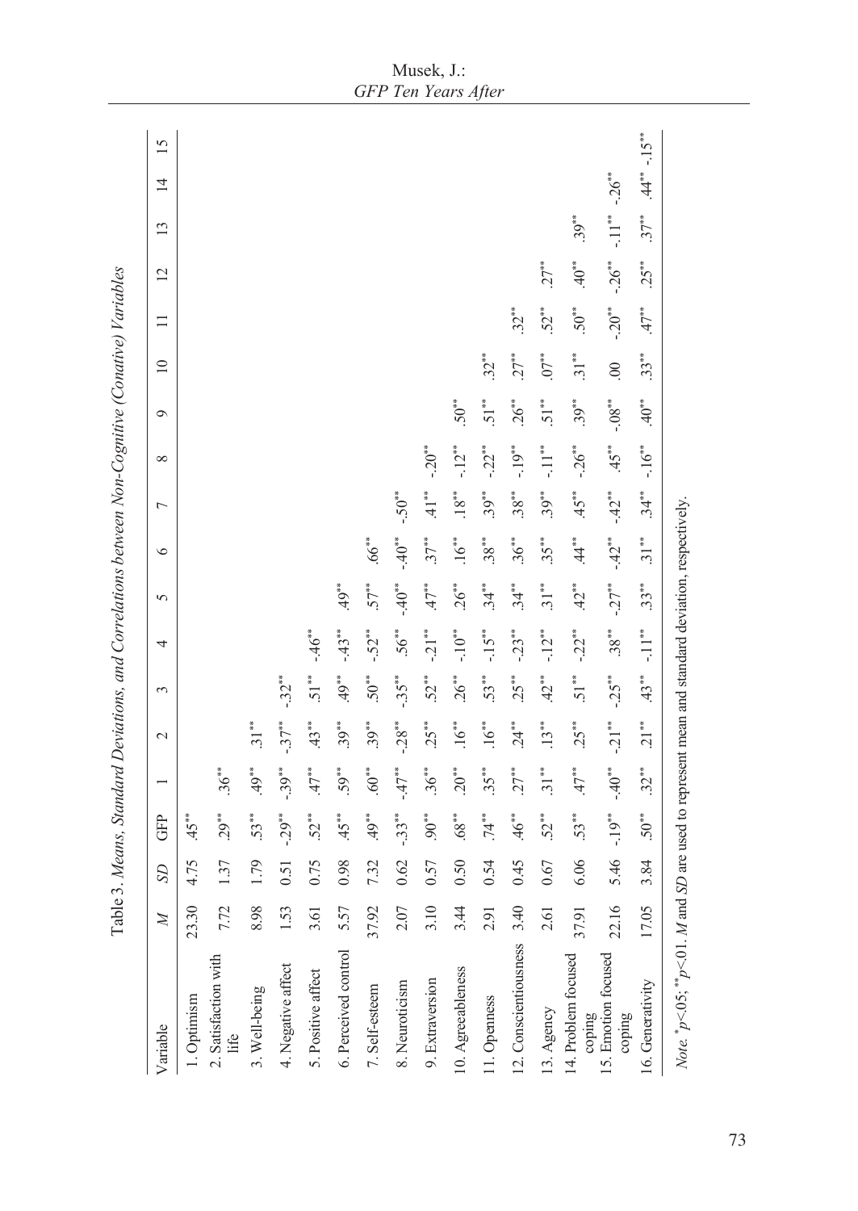Table 3. *Means, Standard Deviations, and Correlations between Non-Cognitive (Conative) Variables*

| Variable | *M* | *SD* | GFP | 1 | 2 | 3 | 4 | 5 | 6 | 7 | 8 | 9 | 10 | 11 | 12 | 13 | 14 | 15 |
|---|---|---|---|---|---|---|---|---|---|---|---|---|---|---|---|---|---|---|
| 1. Optimism | 23.30 | 4.75 | .45** | | | | | | | | | | | | | | | |
| 2. Satisfaction with life | 7.72 | 1.37 | .29** | .36** | | | | | | | | | | | | | | |
| 3. Well-being | 8.98 | 1.79 | .53** | .49** | .31** | | | | | | | | | | | | | |
| 4. Negative affect | 1.53 | 0.51 | -.29** | -.39** | -.37** | -.32** | | | | | | | | | | | | |
| 5. Positive affect | 3.61 | 0.75 | .52** | .47** | .43** | .51** | -.46** | | | | | | | | | | | |
| 6. Perceived control | 5.57 | 0.98 | .45** | .59** | .39** | .49** | -.43** | .49** | | | | | | | | | | |
| 7. Self-esteem | 37.92 | 7.32 | .49** | .60** | .39** | .50** | -.52** | .57** | .66** | | | | | | | | | |
| 8. Neuroticism | 2.07 | 0.62 | -.33** | -.47** | -.28** | -.35** | .56** | -.40** | -.40** | -.50** | | | | | | | | |
| 9. Extraversion | 3.10 | 0.57 | .90** | .36** | .25** | .52** | -.21** | .47** | .37** | .41** | -.20** | | | | | | | |
| 10. Agreeableness | 3.44 | 0.50 | .68** | .20** | .16** | .26** | -.10** | .26** | .16** | .18** | -.12** | .50** | | | | | | |
| 11. Openness | 2.91 | 0.54 | .74** | .35** | .16** | .53** | -.15** | .34** | .38** | .39** | -.22** | .51** | .32** | | | | | |
| 12. Conscientiousness | 3.40 | 0.45 | .46** | .27** | .24** | .25** | -.23** | .34** | .36** | .38** | -.19** | .26** | .27** | .32** | | | | |
| 13. Agency | 2.61 | 0.67 | .52** | .31** | .13** | .42** | -.12** | .31** | .35** | .39** | -.11** | .51** | .07** | .52** | .27** | | | |
| 14. Problem focused coping | 37.91 | 6.06 | .53** | .47** | .25** | .51** | -.22** | .42** | .44** | .45** | -.26** | .39** | .31** | .50** | .40** | .39** | | |
| 15. Emotion focused coping | 22.16 | 5.46 | -.19** | -.40** | -.21** | -.25** | .38** | -.27** | -.42** | -.42** | .45** | -.08** | .00 | -.20** | -.26** | -.11** | -.26** | |
| 16. Generativity | 17.05 | 3.84 | .50** | .32** | .21** | .43** | -.11** | .33** | .31** | .34** | -.16** | .40** | .33** | .47** | .25** | .37** | .44** | -.15** |

*Note.* $^{*}p<.05$; $^{**}p<.01$. *M* and *SD* are used to represent mean and standard deviation, respectively.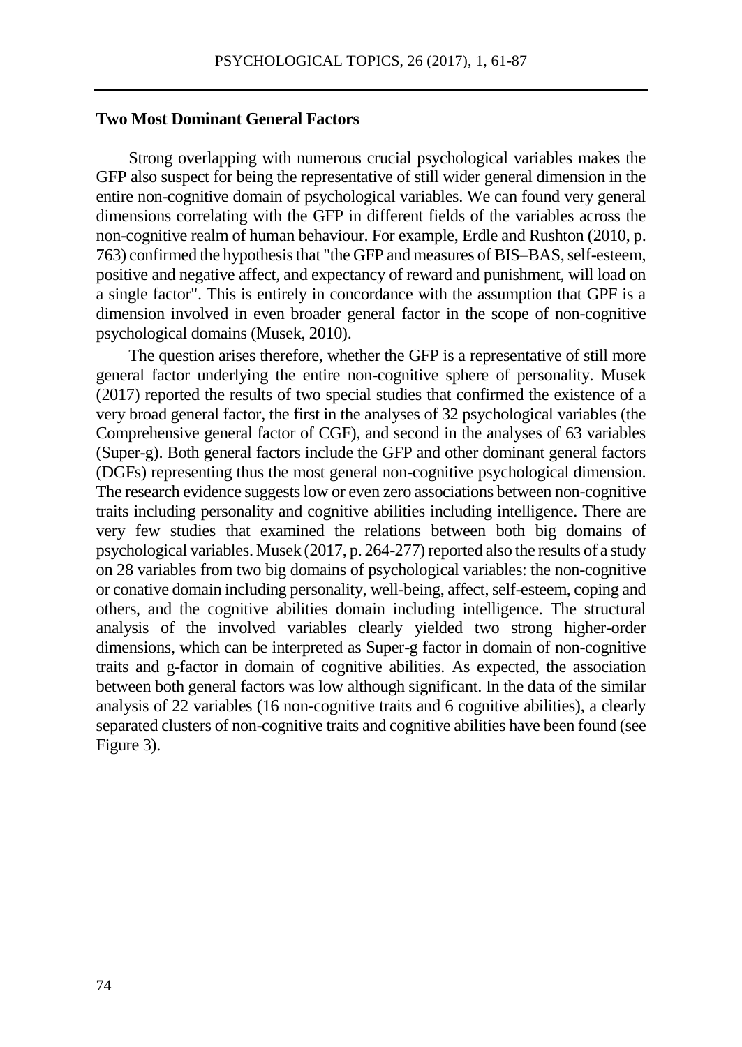### Two Most Dominant General Factors

Strong overlapping with numerous crucial psychological variables makes the GFP also suspect for being the representative of still wider general dimension in the entire non-cognitive domain of psychological variables. We can found very general dimensions correlating with the GFP in different fields of the variables across the non-cognitive realm of human behaviour. For example, Erdle and Rushton (2010, p. 763) confirmed the hypothesis that "the GFP and measures of BIS–BAS, self-esteem, positive and negative affect, and expectancy of reward and punishment, will load on a single factor". This is entirely in concordance with the assumption that GPF is a dimension involved in even broader general factor in the scope of non-cognitive psychological domains (Musek, 2010).

The question arises therefore, whether the GFP is a representative of still more general factor underlying the entire non-cognitive sphere of personality. Musek (2017) reported the results of two special studies that confirmed the existence of a very broad general factor, the first in the analyses of 32 psychological variables (the Comprehensive general factor of CGF), and second in the analyses of 63 variables (Super-g). Both general factors include the GFP and other dominant general factors (DGFs) representing thus the most general non-cognitive psychological dimension. The research evidence suggests low or even zero associations between non-cognitive traits including personality and cognitive abilities including intelligence. There are very few studies that examined the relations between both big domains of psychological variables. Musek (2017, p. 264-277) reported also the results of a study on 28 variables from two big domains of psychological variables: the non-cognitive or conative domain including personality, well-being, affect, self-esteem, coping and others, and the cognitive abilities domain including intelligence. The structural analysis of the involved variables clearly yielded two strong higher-order dimensions, which can be interpreted as Super-g factor in domain of non-cognitive traits and g-factor in domain of cognitive abilities. As expected, the association between both general factors was low although significant. In the data of the similar analysis of 22 variables (16 non-cognitive traits and 6 cognitive abilities), a clearly separated clusters of non-cognitive traits and cognitive abilities have been found (see Figure 3).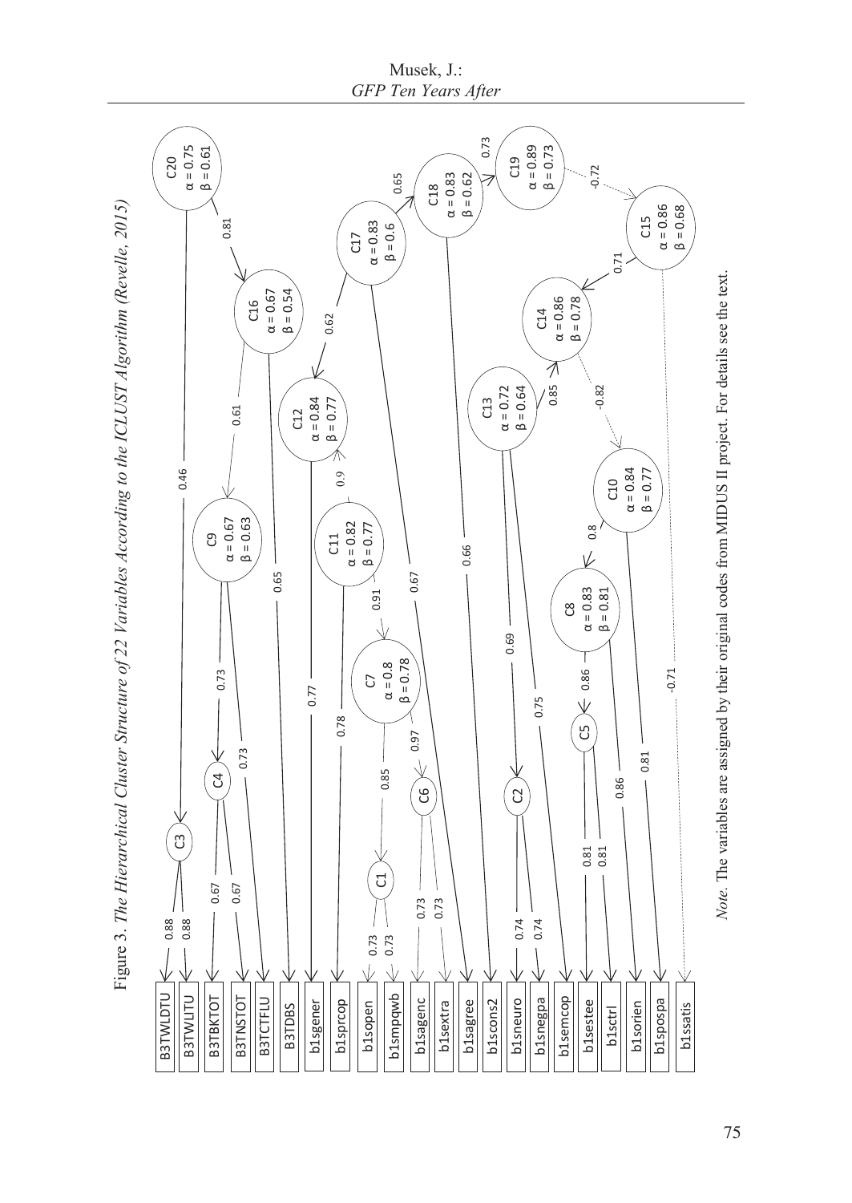Figure 3. *The Hierarchical Cluster Structure of 22 Variables According to the ICLUST Algorithm (Revelle, 2015)*

*Note.* The variables are assigned by their original codes from MIDUS II project. For details see the text.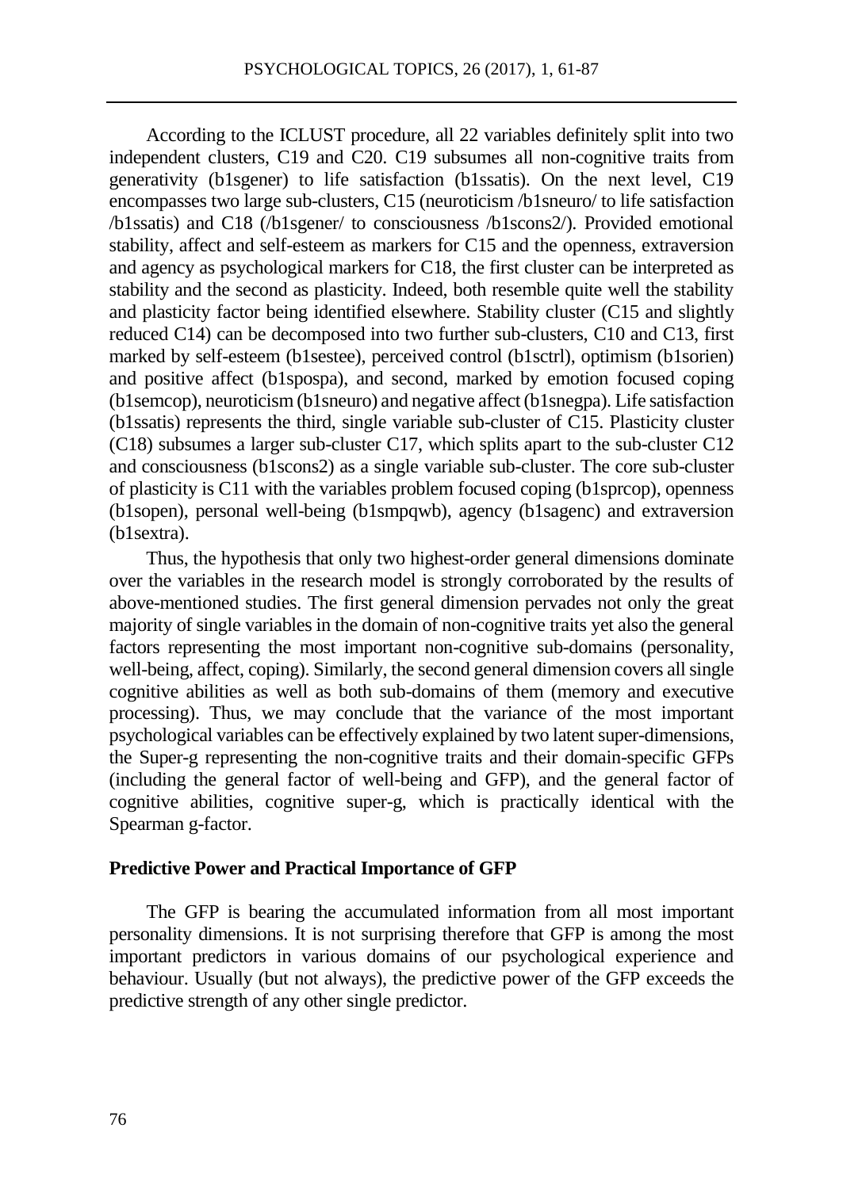According to the ICLUST procedure, all 22 variables definitely split into two independent clusters, C19 and C20. C19 subsumes all non-cognitive traits from generativity (b1sgener) to life satisfaction (b1ssatis). On the next level, C19 encompasses two large sub-clusters, C15 (neuroticism /b1sneuro/ to life satisfaction /b1ssatis) and C18 (/b1sgener/ to consciousness /b1scons2/). Provided emotional stability, affect and self-esteem as markers for C15 and the openness, extraversion and agency as psychological markers for C18, the first cluster can be interpreted as stability and the second as plasticity. Indeed, both resemble quite well the stability and plasticity factor being identified elsewhere. Stability cluster (C15 and slightly reduced C14) can be decomposed into two further sub-clusters, C10 and C13, first marked by self-esteem (b1sestee), perceived control (b1sctrl), optimism (b1sorien) and positive affect (b1spospa), and second, marked by emotion focused coping (b1semcop), neuroticism (b1sneuro) and negative affect (b1snegpa). Life satisfaction (b1ssatis) represents the third, single variable sub-cluster of C15. Plasticity cluster (C18) subsumes a larger sub-cluster C17, which splits apart to the sub-cluster C12 and consciousness (b1scons2) as a single variable sub-cluster. The core sub-cluster of plasticity is C11 with the variables problem focused coping (b1sprcop), openness (b1sopen), personal well-being (b1smpqwb), agency (b1sagenc) and extraversion (b1sextra).

Thus, the hypothesis that only two highest-order general dimensions dominate over the variables in the research model is strongly corroborated by the results of above-mentioned studies. The first general dimension pervades not only the great majority of single variables in the domain of non-cognitive traits yet also the general factors representing the most important non-cognitive sub-domains (personality, well-being, affect, coping). Similarly, the second general dimension covers all single cognitive abilities as well as both sub-domains of them (memory and executive processing). Thus, we may conclude that the variance of the most important psychological variables can be effectively explained by two latent super-dimensions, the Super-g representing the non-cognitive traits and their domain-specific GFPs (including the general factor of well-being and GFP), and the general factor of cognitive abilities, cognitive super-g, which is practically identical with the Spearman g-factor.

### Predictive Power and Practical Importance of GFP

The GFP is bearing the accumulated information from all most important personality dimensions. It is not surprising therefore that GFP is among the most important predictors in various domains of our psychological experience and behaviour. Usually (but not always), the predictive power of the GFP exceeds the predictive strength of any other single predictor.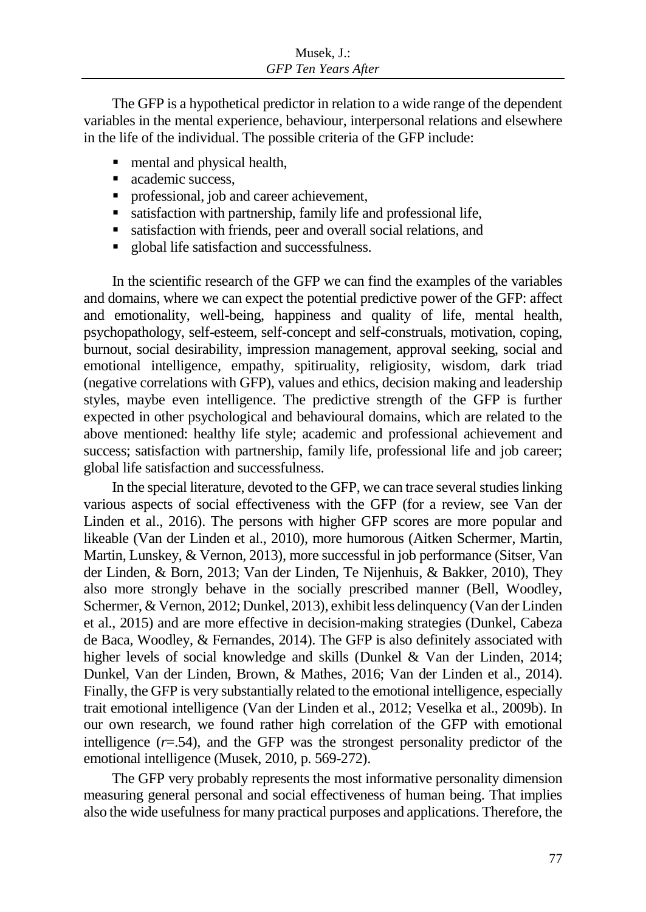The GFP is a hypothetical predictor in relation to a wide range of the dependent variables in the mental experience, behaviour, interpersonal relations and elsewhere in the life of the individual. The possible criteria of the GFP include:

- mental and physical health,
- academic success,
- professional, job and career achievement,
- satisfaction with partnership, family life and professional life,
- satisfaction with friends, peer and overall social relations, and
- global life satisfaction and successfulness.

In the scientific research of the GFP we can find the examples of the variables and domains, where we can expect the potential predictive power of the GFP: affect and emotionality, well-being, happiness and quality of life, mental health, psychopathology, self-esteem, self-concept and self-construals, motivation, coping, burnout, social desirability, impression management, approval seeking, social and emotional intelligence, empathy, spitiruality, religiosity, wisdom, dark triad (negative correlations with GFP), values and ethics, decision making and leadership styles, maybe even intelligence. The predictive strength of the GFP is further expected in other psychological and behavioural domains, which are related to the above mentioned: healthy life style; academic and professional achievement and success; satisfaction with partnership, family life, professional life and job career; global life satisfaction and successfulness.

In the special literature, devoted to the GFP, we can trace several studies linking various aspects of social effectiveness with the GFP (for a review, see Van der Linden et al., 2016). The persons with higher GFP scores are more popular and likeable (Van der Linden et al., 2010), more humorous (Aitken Schermer, Martin, Martin, Lunskey, & Vernon, 2013), more successful in job performance (Sitser, Van der Linden, & Born, 2013; Van der Linden, Te Nijenhuis, & Bakker, 2010), They also more strongly behave in the socially prescribed manner (Bell, Woodley, Schermer, & Vernon, 2012; Dunkel, 2013), exhibit less delinquency (Van der Linden et al., 2015) and are more effective in decision-making strategies (Dunkel, Cabeza de Baca, Woodley, & Fernandes, 2014). The GFP is also definitely associated with higher levels of social knowledge and skills (Dunkel & Van der Linden, 2014; Dunkel, Van der Linden, Brown, & Mathes, 2016; Van der Linden et al., 2014). Finally, the GFP is very substantially related to the emotional intelligence, especially trait emotional intelligence (Van der Linden et al., 2012; Veselka et al., 2009b). In our own research, we found rather high correlation of the GFP with emotional intelligence ($r$=.54), and the GFP was the strongest personality predictor of the emotional intelligence (Musek, 2010, p. 569-272).

The GFP very probably represents the most informative personality dimension measuring general personal and social effectiveness of human being. That implies also the wide usefulness for many practical purposes and applications. Therefore, the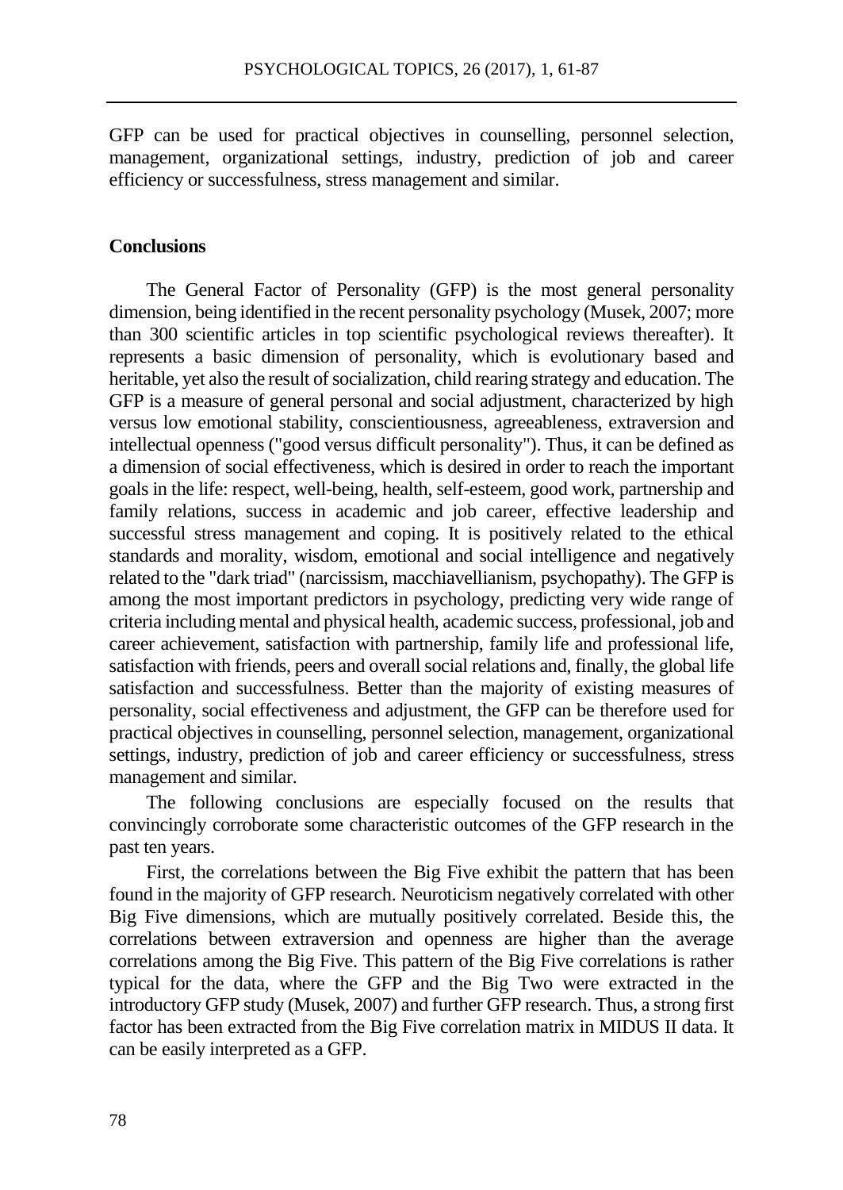GFP can be used for practical objectives in counselling, personnel selection, management, organizational settings, industry, prediction of job and career efficiency or successfulness, stress management and similar.

## Conclusions

The General Factor of Personality (GFP) is the most general personality dimension, being identified in the recent personality psychology (Musek, 2007; more than 300 scientific articles in top scientific psychological reviews thereafter). It represents a basic dimension of personality, which is evolutionary based and heritable, yet also the result of socialization, child rearing strategy and education. The GFP is a measure of general personal and social adjustment, characterized by high versus low emotional stability, conscientiousness, agreeableness, extraversion and intellectual openness ("good versus difficult personality"). Thus, it can be defined as a dimension of social effectiveness, which is desired in order to reach the important goals in the life: respect, well-being, health, self-esteem, good work, partnership and family relations, success in academic and job career, effective leadership and successful stress management and coping. It is positively related to the ethical standards and morality, wisdom, emotional and social intelligence and negatively related to the "dark triad" (narcissism, macchiavellianism, psychopathy). The GFP is among the most important predictors in psychology, predicting very wide range of criteria including mental and physical health, academic success, professional, job and career achievement, satisfaction with partnership, family life and professional life, satisfaction with friends, peers and overall social relations and, finally, the global life satisfaction and successfulness. Better than the majority of existing measures of personality, social effectiveness and adjustment, the GFP can be therefore used for practical objectives in counselling, personnel selection, management, organizational settings, industry, prediction of job and career efficiency or successfulness, stress management and similar.

The following conclusions are especially focused on the results that convincingly corroborate some characteristic outcomes of the GFP research in the past ten years.

First, the correlations between the Big Five exhibit the pattern that has been found in the majority of GFP research. Neuroticism negatively correlated with other Big Five dimensions, which are mutually positively correlated. Beside this, the correlations between extraversion and openness are higher than the average correlations among the Big Five. This pattern of the Big Five correlations is rather typical for the data, where the GFP and the Big Two were extracted in the introductory GFP study (Musek, 2007) and further GFP research. Thus, a strong first factor has been extracted from the Big Five correlation matrix in MIDUS II data. It can be easily interpreted as a GFP.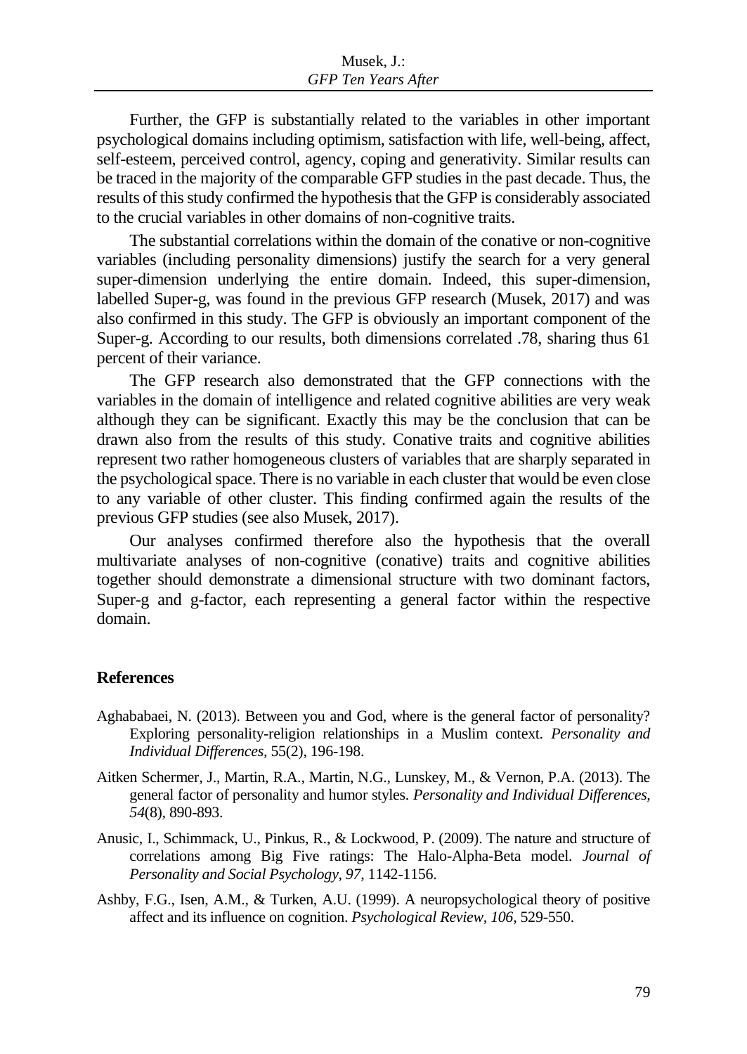Further, the GFP is substantially related to the variables in other important psychological domains including optimism, satisfaction with life, well-being, affect, self-esteem, perceived control, agency, coping and generativity. Similar results can be traced in the majority of the comparable GFP studies in the past decade. Thus, the results of this study confirmed the hypothesis that the GFP is considerably associated to the crucial variables in other domains of non-cognitive traits.

The substantial correlations within the domain of the conative or non-cognitive variables (including personality dimensions) justify the search for a very general super-dimension underlying the entire domain. Indeed, this super-dimension, labelled Super-g, was found in the previous GFP research (Musek, 2017) and was also confirmed in this study. The GFP is obviously an important component of the Super-g. According to our results, both dimensions correlated .78, sharing thus 61 percent of their variance.

The GFP research also demonstrated that the GFP connections with the variables in the domain of intelligence and related cognitive abilities are very weak although they can be significant. Exactly this may be the conclusion that can be drawn also from the results of this study. Conative traits and cognitive abilities represent two rather homogeneous clusters of variables that are sharply separated in the psychological space. There is no variable in each cluster that would be even close to any variable of other cluster. This finding confirmed again the results of the previous GFP studies (see also Musek, 2017).

Our analyses confirmed therefore also the hypothesis that the overall multivariate analyses of non-cognitive (conative) traits and cognitive abilities together should demonstrate a dimensional structure with two dominant factors, Super-g and g-factor, each representing a general factor within the respective domain.

## References

Aghababaei, N. (2013). Between you and God, where is the general factor of personality? Exploring personality-religion relationships in a Muslim context. *Personality and Individual Differences*, 55(2), 196-198.

Aitken Schermer, J., Martin, R.A., Martin, N.G., Lunskey, M., & Vernon, P.A. (2013). The general factor of personality and humor styles. *Personality and Individual Differences, 54*(8), 890-893.

Anusic, I., Schimmack, U., Pinkus, R., & Lockwood, P. (2009). The nature and structure of correlations among Big Five ratings: The Halo-Alpha-Beta model. *Journal of Personality and Social Psychology, 97*, 1142-1156.

Ashby, F.G., Isen, A.M., & Turken, A.U. (1999). A neuropsychological theory of positive affect and its influence on cognition. *Psychological Review, 106*, 529-550.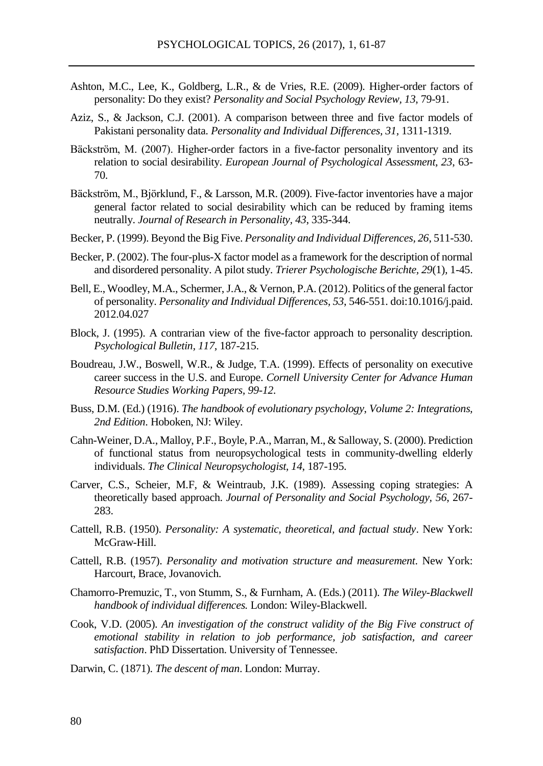Ashton, M.C., Lee, K., Goldberg, L.R., & de Vries, R.E. (2009). Higher-order factors of personality: Do they exist? *Personality and Social Psychology Review, 13*, 79-91.

Aziz, S., & Jackson, C.J. (2001). A comparison between three and five factor models of Pakistani personality data. *Personality and Individual Differences, 31*, 1311-1319.

Bäckström, M. (2007). Higher-order factors in a five-factor personality inventory and its relation to social desirability. *European Journal of Psychological Assessment, 23*, 63-70.

Bäckström, M., Björklund, F., & Larsson, M.R. (2009). Five-factor inventories have a major general factor related to social desirability which can be reduced by framing items neutrally. *Journal of Research in Personality, 43*, 335-344.

Becker, P. (1999). Beyond the Big Five. *Personality and Individual Differences, 26*, 511-530.

Becker, P. (2002). The four-plus-X factor model as a framework for the description of normal and disordered personality. A pilot study. *Trierer Psychologische Berichte, 29*(1), 1-45.

Bell, E., Woodley, M.A., Schermer, J.A., & Vernon, P.A. (2012). Politics of the general factor of personality. *Personality and Individual Differences, 53*, 546-551. doi:10.1016/j.paid.2012.04.027

Block, J. (1995). A contrarian view of the five-factor approach to personality description. *Psychological Bulletin, 117*, 187-215.

Boudreau, J.W., Boswell, W.R., & Judge, T.A. (1999). Effects of personality on executive career success in the U.S. and Europe. *Cornell University Center for Advance Human Resource Studies Working Papers, 99-12.*

Buss, D.M. (Ed.) (1916). *The handbook of evolutionary psychology, Volume 2: Integrations, 2nd Edition*. Hoboken, NJ: Wiley.

Cahn-Weiner, D.A., Malloy, P.F., Boyle, P.A., Marran, M., & Salloway, S. (2000). Prediction of functional status from neuropsychological tests in community-dwelling elderly individuals. *The Clinical Neuropsychologist, 14*, 187-195.

Carver, C.S., Scheier, M.F, & Weintraub, J.K. (1989). Assessing coping strategies: A theoretically based approach. *Journal of Personality and Social Psychology, 56*, 267-283.

Cattell, R.B. (1950). *Personality: A systematic, theoretical, and factual study*. New York: McGraw-Hill.

Cattell, R.B. (1957). *Personality and motivation structure and measurement*. New York: Harcourt, Brace, Jovanovich.

Chamorro-Premuzic, T., von Stumm, S., & Furnham, A. (Eds.) (2011). *The Wiley-Blackwell handbook of individual differences.* London: Wiley-Blackwell.

Cook, V.D. (2005). *An investigation of the construct validity of the Big Five construct of emotional stability in relation to job performance, job satisfaction, and career satisfaction*. PhD Dissertation. University of Tennessee.

Darwin, C. (1871). *The descent of man*. London: Murray.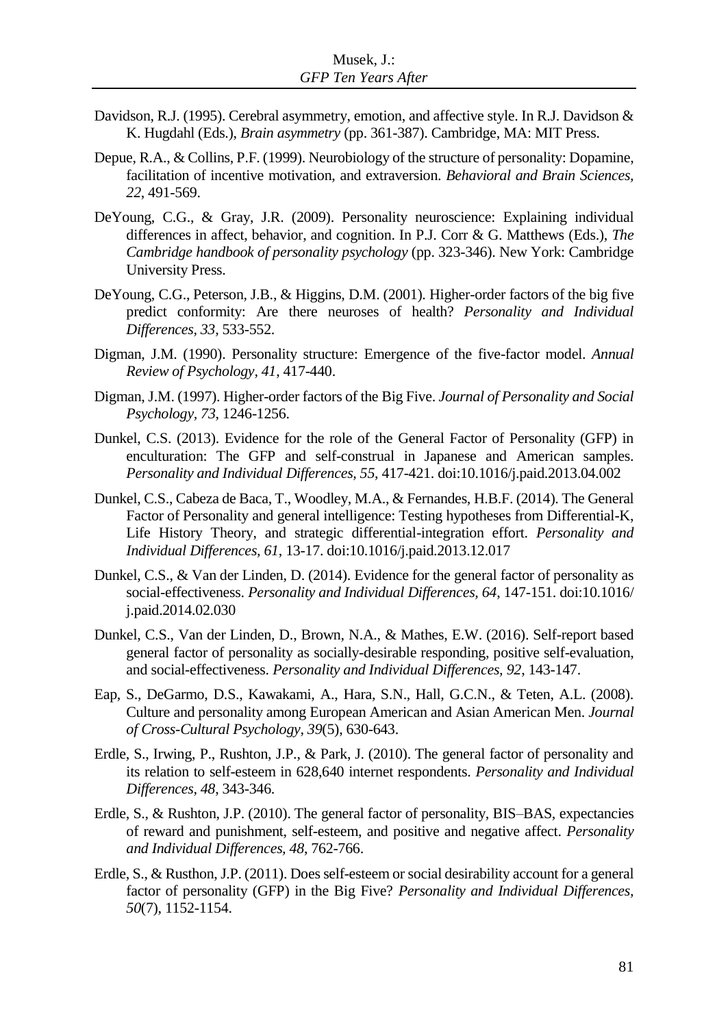Davidson, R.J. (1995). Cerebral asymmetry, emotion, and affective style. In R.J. Davidson & K. Hugdahl (Eds.), *Brain asymmetry* (pp. 361-387). Cambridge, MA: MIT Press.

Depue, R.A., & Collins, P.F. (1999). Neurobiology of the structure of personality: Dopamine, facilitation of incentive motivation, and extraversion. *Behavioral and Brain Sciences, 22*, 491-569.

DeYoung, C.G., & Gray, J.R. (2009). Personality neuroscience: Explaining individual differences in affect, behavior, and cognition. In P.J. Corr & G. Matthews (Eds.), *The Cambridge handbook of personality psychology* (pp. 323-346). New York: Cambridge University Press.

DeYoung, C.G., Peterson, J.B., & Higgins, D.M. (2001). Higher-order factors of the big five predict conformity: Are there neuroses of health? *Personality and Individual Differences, 33*, 533-552.

Digman, J.M. (1990). Personality structure: Emergence of the five-factor model. *Annual Review of Psychology, 41*, 417-440.

Digman, J.M. (1997). Higher-order factors of the Big Five. *Journal of Personality and Social Psychology, 73*, 1246-1256.

Dunkel, C.S. (2013). Evidence for the role of the General Factor of Personality (GFP) in enculturation: The GFP and self-construal in Japanese and American samples. *Personality and Individual Differences, 55*, 417-421. doi:10.1016/j.paid.2013.04.002

Dunkel, C.S., Cabeza de Baca, T., Woodley, M.A., & Fernandes, H.B.F. (2014). The General Factor of Personality and general intelligence: Testing hypotheses from Differential-K, Life History Theory, and strategic differential-integration effort. *Personality and Individual Differences, 61*, 13-17. doi:10.1016/j.paid.2013.12.017

Dunkel, C.S., & Van der Linden, D. (2014). Evidence for the general factor of personality as social-effectiveness. *Personality and Individual Differences, 64*, 147-151. doi:10.1016/ j.paid.2014.02.030

Dunkel, C.S., Van der Linden, D., Brown, N.A., & Mathes, E.W. (2016). Self-report based general factor of personality as socially-desirable responding, positive self-evaluation, and social-effectiveness. *Personality and Individual Differences, 92*, 143-147.

Eap, S., DeGarmo, D.S., Kawakami, A., Hara, S.N., Hall, G.C.N., & Teten, A.L. (2008). Culture and personality among European American and Asian American Men. *Journal of Cross-Cultural Psychology, 39*(5), 630-643.

Erdle, S., Irwing, P., Rushton, J.P., & Park, J. (2010). The general factor of personality and its relation to self-esteem in 628,640 internet respondents. *Personality and Individual Differences, 48*, 343-346.

Erdle, S., & Rushton, J.P. (2010). The general factor of personality, BIS–BAS, expectancies of reward and punishment, self-esteem, and positive and negative affect. *Personality and Individual Differences, 48*, 762-766.

Erdle, S., & Rusthon, J.P. (2011). Does self-esteem or social desirability account for a general factor of personality (GFP) in the Big Five? *Personality and Individual Differences, 50*(7), 1152-1154.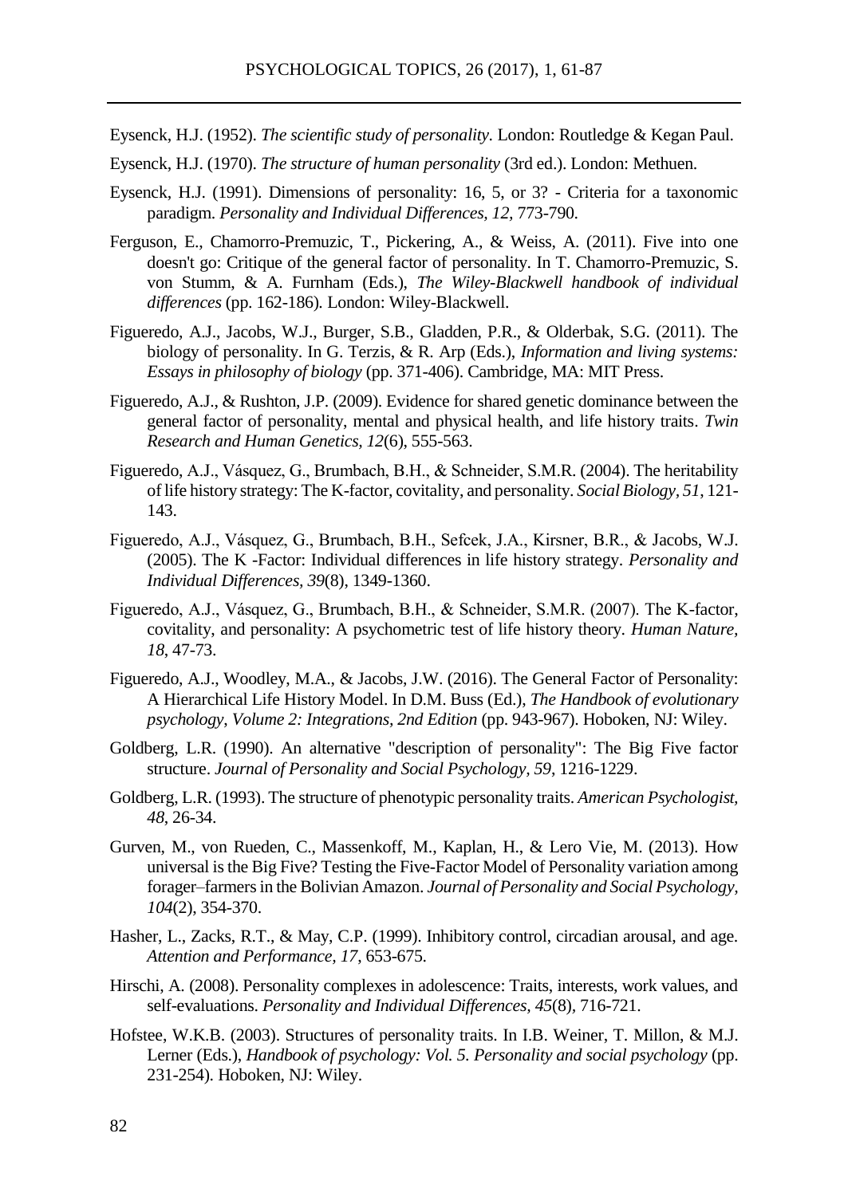Eysenck, H.J. (1952). *The scientific study of personality.* London: Routledge & Kegan Paul.

Eysenck, H.J. (1970). *The structure of human personality* (3rd ed.). London: Methuen.

Eysenck, H.J. (1991). Dimensions of personality: 16, 5, or 3? - Criteria for a taxonomic paradigm. *Personality and Individual Differences, 12,* 773-790.

Ferguson, E., Chamorro-Premuzic, T., Pickering, A., & Weiss, A. (2011). Five into one doesn't go: Critique of the general factor of personality. In T. Chamorro-Premuzic, S. von Stumm, & A. Furnham (Eds.), *The Wiley-Blackwell handbook of individual differences* (pp. 162-186)*.* London: Wiley-Blackwell.

Figueredo, A.J., Jacobs, W.J., Burger, S.B., Gladden, P.R., & Olderbak, S.G. (2011). The biology of personality. In G. Terzis, & R. Arp (Eds.), *Information and living systems: Essays in philosophy of biology* (pp. 371-406). Cambridge, MA: MIT Press.

Figueredo, A.J., & Rushton, J.P. (2009). Evidence for shared genetic dominance between the general factor of personality, mental and physical health, and life history traits. *Twin Research and Human Genetics, 12*(6), 555-563.

Figueredo, A.J., Vásquez, G., Brumbach, B.H., & Schneider, S.M.R. (2004). The heritability of life history strategy: The K-factor, covitality, and personality. *Social Biology, 51,* 121-143.

Figueredo, A.J., Vásquez, G., Brumbach, B.H., Sefcek, J.A., Kirsner, B.R., & Jacobs, W.J. (2005). The K -Factor: Individual differences in life history strategy. *Personality and Individual Differences, 39*(8), 1349-1360.

Figueredo, A.J., Vásquez, G., Brumbach, B.H., & Schneider, S.M.R. (2007). The K-factor, covitality, and personality: A psychometric test of life history theory. *Human Nature, 18*, 47-73.

Figueredo, A.J., Woodley, M.A., & Jacobs, J.W. (2016). The General Factor of Personality: A Hierarchical Life History Model. In D.M. Buss (Ed.), *The Handbook of evolutionary psychology, Volume 2: Integrations, 2nd Edition* (pp. 943-967). Hoboken, NJ: Wiley.

Goldberg, L.R. (1990). An alternative "description of personality": The Big Five factor structure. *Journal of Personality and Social Psychology, 59*, 1216-1229.

Goldberg, L.R. (1993). The structure of phenotypic personality traits. *American Psychologist, 48*, 26-34.

Gurven, M., von Rueden, C., Massenkoff, M., Kaplan, H., & Lero Vie, M. (2013). How universal is the Big Five? Testing the Five-Factor Model of Personality variation among forager–farmers in the Bolivian Amazon. *Journal of Personality and Social Psychology, 104*(2), 354-370.

Hasher, L., Zacks, R.T., & May, C.P. (1999). Inhibitory control, circadian arousal, and age. *Attention and Performance, 17*, 653-675.

Hirschi, A. (2008). Personality complexes in adolescence: Traits, interests, work values, and self-evaluations. *Personality and Individual Differences, 45*(8), 716-721.

Hofstee, W.K.B. (2003). Structures of personality traits. In I.B. Weiner, T. Millon, & M.J. Lerner (Eds.), *Handbook of psychology: Vol. 5. Personality and social psychology* (pp. 231-254). Hoboken, NJ: Wiley.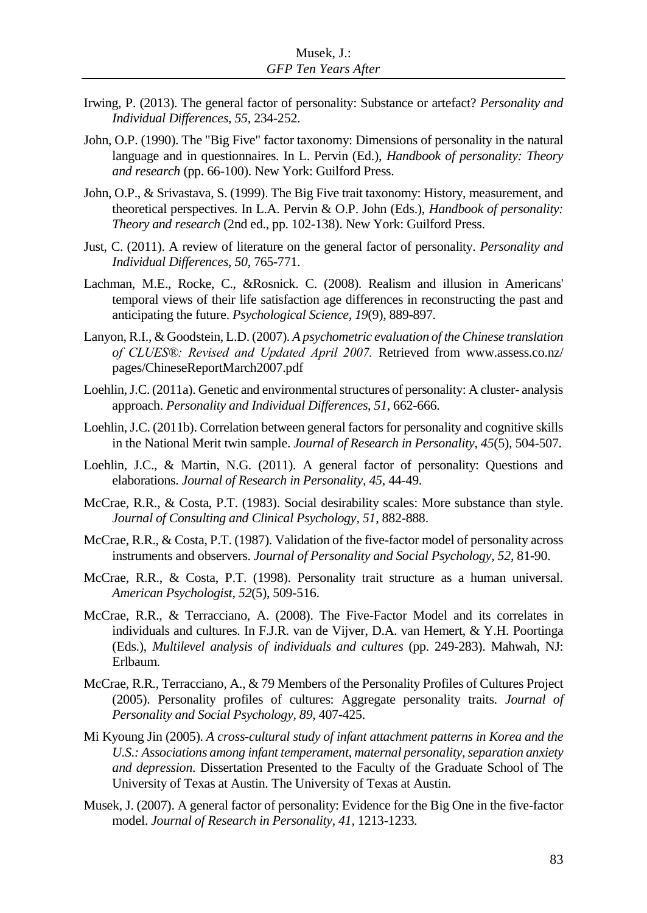Irwing, P. (2013). The general factor of personality: Substance or artefact? *Personality and Individual Differences, 55*, 234-252.

John, O.P. (1990). The "Big Five" factor taxonomy: Dimensions of personality in the natural language and in questionnaires. In L. Pervin (Ed.), *Handbook of personality: Theory and research* (pp. 66-100). New York: Guilford Press.

John, O.P., & Srivastava, S. (1999). The Big Five trait taxonomy: History, measurement, and theoretical perspectives. In L.A. Pervin & O.P. John (Eds.), *Handbook of personality: Theory and research* (2nd ed., pp. 102-138). New York: Guilford Press.

Just, C. (2011). A review of literature on the general factor of personality. *Personality and Individual Differences, 50*, 765-771.

Lachman, M.E., Rocke, C., &Rosnick. C. (2008). Realism and illusion in Americans' temporal views of their life satisfaction age differences in reconstructing the past and anticipating the future. *Psychological Science, 19*(9), 889-897.

Lanyon, R.I., & Goodstein, L.D. (2007). *A psychometric evaluation of the Chinese translation of CLUES®: Revised and Updated April 2007.* Retrieved from www.assess.co.nz/pages/ChineseReportMarch2007.pdf

Loehlin, J.C. (2011a). Genetic and environmental structures of personality: A cluster- analysis approach. *Personality and Individual Differences, 51*, 662-666.

Loehlin, J.C. (2011b). Correlation between general factors for personality and cognitive skills in the National Merit twin sample. *Journal of Research in Personality, 45*(5), 504-507.

Loehlin, J.C., & Martin, N.G. (2011). A general factor of personality: Questions and elaborations. *Journal of Research in Personality, 45*, 44-49.

McCrae, R.R., & Costa, P.T. (1983). Social desirability scales: More substance than style. *Journal of Consulting and Clinical Psychology, 51,* 882-888.

McCrae, R.R., & Costa, P.T. (1987). Validation of the five-factor model of personality across instruments and observers. *Journal of Personality and Social Psychology, 52*, 81-90.

McCrae, R.R., & Costa, P.T. (1998). Personality trait structure as a human universal. *American Psychologist, 52*(5), 509-516.

McCrae, R.R., & Terracciano, A. (2008). The Five-Factor Model and its correlates in individuals and cultures. In F.J.R. van de Vijver, D.A. van Hemert, & Y.H. Poortinga (Eds.), *Multilevel analysis of individuals and cultures* (pp. 249-283). Mahwah, NJ: Erlbaum.

McCrae, R.R., Terracciano, A., & 79 Members of the Personality Profiles of Cultures Project (2005). Personality profiles of cultures: Aggregate personality traits. *Journal of Personality and Social Psychology, 89*, 407-425.

Mi Kyoung Jin (2005). *A cross-cultural study of infant attachment patterns in Korea and the U.S.: Associations among infant temperament, maternal personality, separation anxiety and depression*. Dissertation Presented to the Faculty of the Graduate School of The University of Texas at Austin. The University of Texas at Austin.

Musek, J. (2007). A general factor of personality: Evidence for the Big One in the five-factor model. *Journal of Research in Personality, 41*, 1213-1233.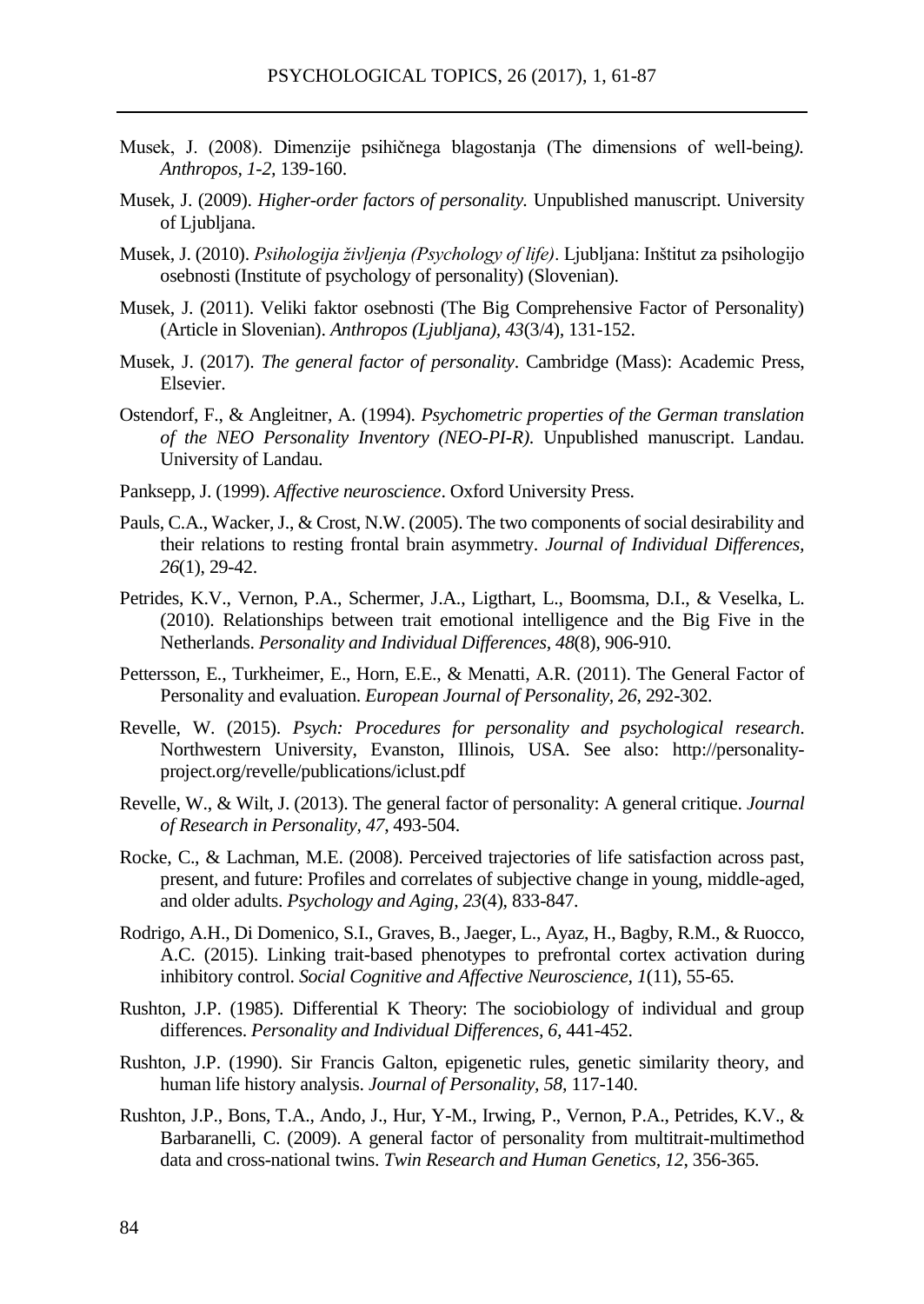Musek, J. (2008). Dimenzije psihičnega blagostanja (The dimensions of well-being). *Anthropos, 1-2,* 139-160.

Musek, J. (2009). *Higher-order factors of personality.* Unpublished manuscript. University of Ljubljana.

Musek, J. (2010). *Psihologija življenja (Psychology of life)*. Ljubljana: Inštitut za psihologijo osebnosti (Institute of psychology of personality) (Slovenian).

Musek, J. (2011). Veliki faktor osebnosti (The Big Comprehensive Factor of Personality) (Article in Slovenian). *Anthropos (Ljubljana), 43*(3/4), 131-152.

Musek, J. (2017). *The general factor of personality*. Cambridge (Mass): Academic Press, Elsevier.

Ostendorf, F., & Angleitner, A. (1994). *Psychometric properties of the German translation of the NEO Personality Inventory (NEO-PI-R)*. Unpublished manuscript. Landau. University of Landau.

Panksepp, J. (1999). *Affective neuroscience*. Oxford University Press.

Pauls, C.A., Wacker, J., & Crost, N.W. (2005). The two components of social desirability and their relations to resting frontal brain asymmetry. *Journal of Individual Differences, 26*(1), 29-42.

Petrides, K.V., Vernon, P.A., Schermer, J.A., Ligthart, L., Boomsma, D.I., & Veselka, L. (2010). Relationships between trait emotional intelligence and the Big Five in the Netherlands. *Personality and Individual Differences, 48*(8), 906-910.

Pettersson, E., Turkheimer, E., Horn, E.E., & Menatti, A.R. (2011). The General Factor of Personality and evaluation. *European Journal of Personality, 26*, 292-302.

Revelle, W. (2015). *Psych: Procedures for personality and psychological research*. Northwestern University, Evanston, Illinois, USA. See also: http://personality-project.org/revelle/publications/iclust.pdf

Revelle, W., & Wilt, J. (2013). The general factor of personality: A general critique. *Journal of Research in Personality, 47*, 493-504.

Rocke, C., & Lachman, M.E. (2008). Perceived trajectories of life satisfaction across past, present, and future: Profiles and correlates of subjective change in young, middle-aged, and older adults. *Psychology and Aging, 23*(4), 833-847.

Rodrigo, A.H., Di Domenico, S.I., Graves, B., Jaeger, L., Ayaz, H., Bagby, R.M., & Ruocco, A.C. (2015). Linking trait-based phenotypes to prefrontal cortex activation during inhibitory control. *Social Cognitive and Affective Neuroscience, 1*(11), 55-65.

Rushton, J.P. (1985). Differential K Theory: The sociobiology of individual and group differences. *Personality and Individual Differences, 6*, 441-452.

Rushton, J.P. (1990). Sir Francis Galton, epigenetic rules, genetic similarity theory, and human life history analysis. *Journal of Personality, 58,* 117-140.

Rushton, J.P., Bons, T.A., Ando, J., Hur, Y-M., Irwing, P., Vernon, P.A., Petrides, K.V., & Barbaranelli, C. (2009). A general factor of personality from multitrait-multimethod data and cross-national twins. *Twin Research and Human Genetics, 12*, 356-365.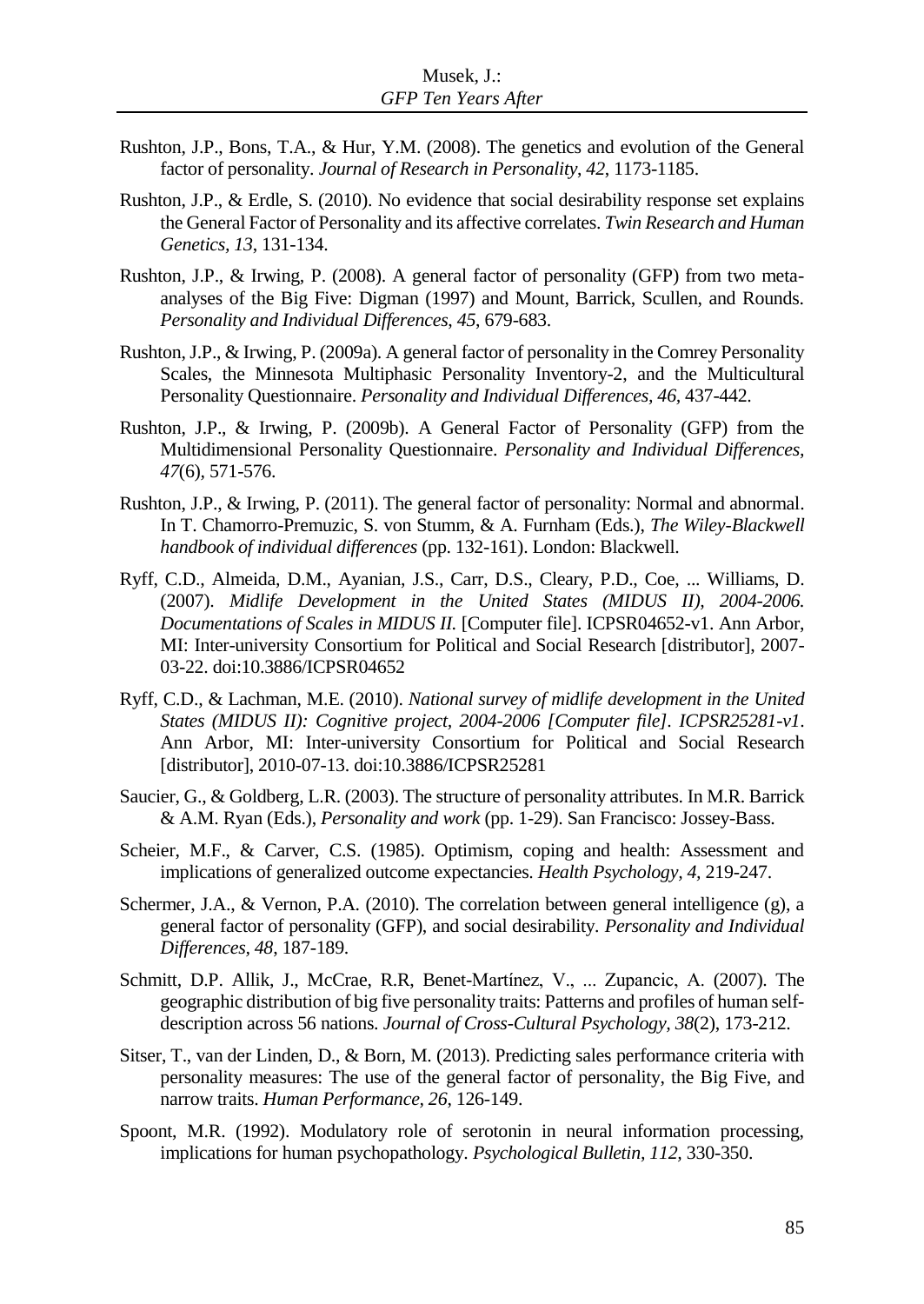Rushton, J.P., Bons, T.A., & Hur, Y.M. (2008). The genetics and evolution of the General factor of personality. *Journal of Research in Personality*, *42*, 1173-1185.

Rushton, J.P., & Erdle, S. (2010). No evidence that social desirability response set explains the General Factor of Personality and its affective correlates. *Twin Research and Human Genetics*, *13*, 131-134.

Rushton, J.P., & Irwing, P. (2008). A general factor of personality (GFP) from two meta-analyses of the Big Five: Digman (1997) and Mount, Barrick, Scullen, and Rounds. *Personality and Individual Differences*, *45*, 679-683.

Rushton, J.P., & Irwing, P. (2009a). A general factor of personality in the Comrey Personality Scales, the Minnesota Multiphasic Personality Inventory-2, and the Multicultural Personality Questionnaire. *Personality and Individual Differences*, *46*, 437-442.

Rushton, J.P., & Irwing, P. (2009b). A General Factor of Personality (GFP) from the Multidimensional Personality Questionnaire. *Personality and Individual Differences, 47*(6), 571-576.

Rushton, J.P., & Irwing, P. (2011). The general factor of personality: Normal and abnormal. In T. Chamorro-Premuzic, S. von Stumm, & A. Furnham (Eds.), *The Wiley-Blackwell handbook of individual differences* (pp. 132-161). London: Blackwell.

Ryff, C.D., Almeida, D.M., Ayanian, J.S., Carr, D.S., Cleary, P.D., Coe, ... Williams, D. (2007). *Midlife Development in the United States (MIDUS II), 2004-2006. Documentations of Scales in MIDUS II.* [Computer file]. ICPSR04652-v1. Ann Arbor, MI: Inter-university Consortium for Political and Social Research [distributor], 2007-03-22. doi:10.3886/ICPSR04652

Ryff, C.D., & Lachman, M.E. (2010). *National survey of midlife development in the United States (MIDUS II): Cognitive project, 2004-2006 [Computer file]. ICPSR25281-v1*. Ann Arbor, MI: Inter-university Consortium for Political and Social Research [distributor], 2010-07-13. doi:10.3886/ICPSR25281

Saucier, G., & Goldberg, L.R. (2003). The structure of personality attributes. In M.R. Barrick & A.M. Ryan (Eds.), *Personality and work* (pp. 1-29). San Francisco: Jossey-Bass.

Scheier, M.F., & Carver, C.S. (1985). Optimism, coping and health: Assessment and implications of generalized outcome expectancies. *Health Psychology*, *4*, 219-247.

Schermer, J.A., & Vernon, P.A. (2010). The correlation between general intelligence (g), a general factor of personality (GFP), and social desirability. *Personality and Individual Differences*, *48*, 187-189.

Schmitt, D.P. Allik, J., McCrae, R.R, Benet-Martínez, V., ... Zupancic, A. (2007). The geographic distribution of big five personality traits: Patterns and profiles of human self-description across 56 nations. *Journal of Cross-Cultural Psychology*, *38*(2), 173-212.

Sitser, T., van der Linden, D., & Born, M. (2013). Predicting sales performance criteria with personality measures: The use of the general factor of personality, the Big Five, and narrow traits. *Human Performance, 26*, 126-149.

Spoont, M.R. (1992). Modulatory role of serotonin in neural information processing, implications for human psychopathology. *Psychological Bulletin, 112*, 330-350.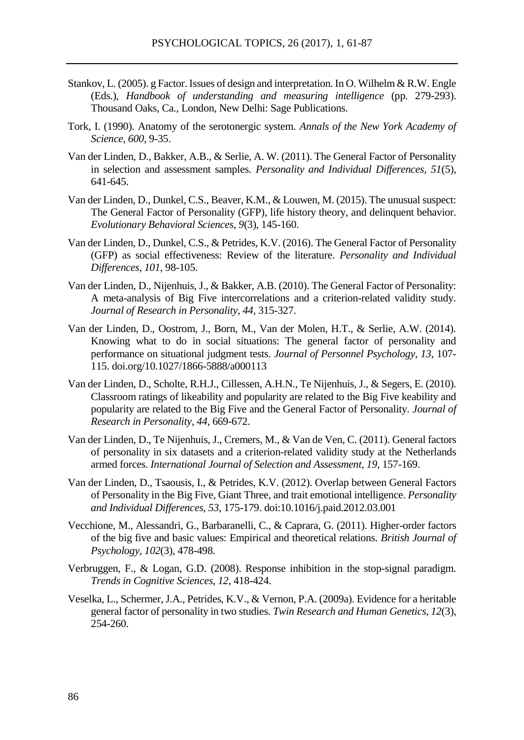Stankov, L. (2005). g Factor. Issues of design and interpretation. In O. Wilhelm & R.W. Engle (Eds.), *Handbook of understanding and measuring intelligence* (pp. 279-293). Thousand Oaks, Ca., London, New Delhi: Sage Publications.

Tork, I. (1990). Anatomy of the serotonergic system. *Annals of the New York Academy of Science, 600*, 9-35.

Van der Linden, D., Bakker, A.B., & Serlie, A. W. (2011). The General Factor of Personality in selection and assessment samples. *Personality and Individual Differences, 51*(5), 641-645.

Van der Linden, D., Dunkel, C.S., Beaver, K.M., & Louwen, M. (2015). The unusual suspect: The General Factor of Personality (GFP), life history theory, and delinquent behavior. *Evolutionary Behavioral Sciences, 9*(3), 145-160.

Van der Linden, D., Dunkel, C.S., & Petrides, K.V. (2016). The General Factor of Personality (GFP) as social effectiveness: Review of the literature. *Personality and Individual Differences, 101*, 98-105.

Van der Linden, D., Nijenhuis, J., & Bakker, A.B. (2010). The General Factor of Personality: A meta-analysis of Big Five intercorrelations and a criterion-related validity study. *Journal of Research in Personality, 44*, 315-327.

Van der Linden, D., Oostrom, J., Born, M., Van der Molen, H.T., & Serlie, A.W. (2014). Knowing what to do in social situations: The general factor of personality and performance on situational judgment tests. *Journal of Personnel Psychology, 13*, 107-115. doi.org/10.1027/1866-5888/a000113

Van der Linden, D., Scholte, R.H.J., Cillessen, A.H.N., Te Nijenhuis, J., & Segers, E. (2010). Classroom ratings of likeability and popularity are related to the Big Five keability and popularity are related to the Big Five and the General Factor of Personality. *Journal of Research in Personality, 44*, 669-672.

Van der Linden, D., Te Nijenhuis, J., Cremers, M., & Van de Ven, C. (2011). General factors of personality in six datasets and a criterion-related validity study at the Netherlands armed forces. *International Journal of Selection and Assessment, 19*, 157-169.

Van der Linden, D., Tsaousis, I., & Petrides, K.V. (2012). Overlap between General Factors of Personality in the Big Five, Giant Three, and trait emotional intelligence. *Personality and Individual Differences, 53*, 175-179. doi:10.1016/j.paid.2012.03.001

Vecchione, M., Alessandri, G., Barbaranelli, C., & Caprara, G. (2011). Higher-order factors of the big five and basic values: Empirical and theoretical relations. *British Journal of Psychology, 102*(3), 478-498.

Verbruggen, F., & Logan, G.D. (2008). Response inhibition in the stop-signal paradigm. *Trends in Cognitive Sciences, 12*, 418-424.

Veselka, L., Schermer, J.A., Petrides, K.V., & Vernon, P.A. (2009a). Evidence for a heritable general factor of personality in two studies. *Twin Research and Human Genetics, 12*(3), 254-260.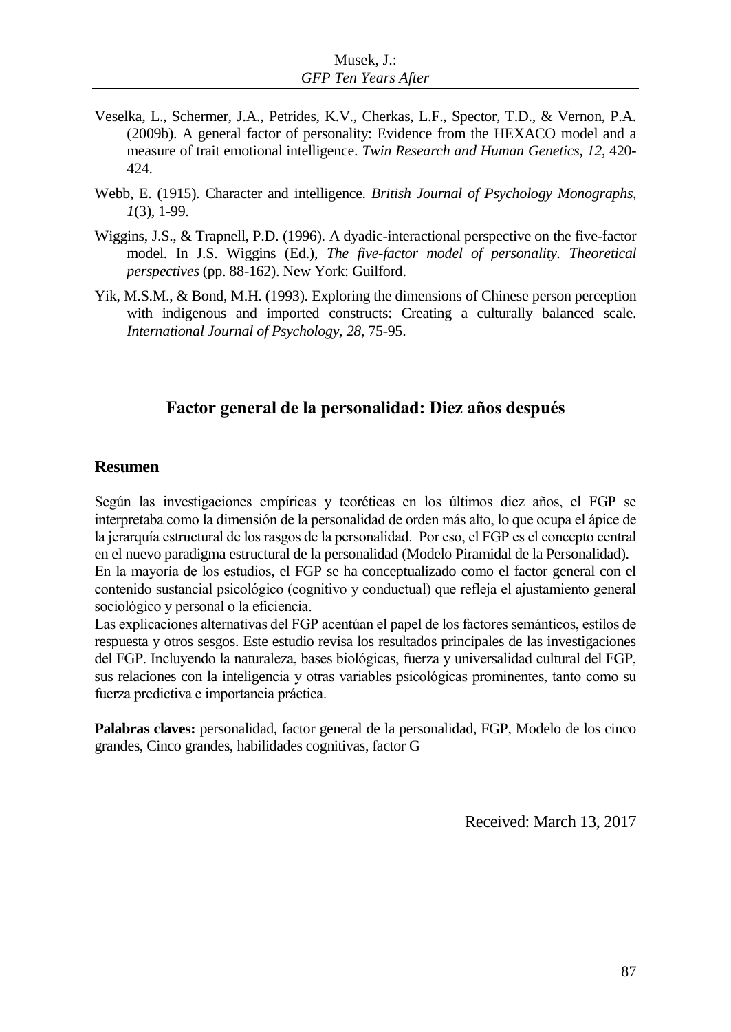Veselka, L., Schermer, J.A., Petrides, K.V., Cherkas, L.F., Spector, T.D., & Vernon, P.A. (2009b). A general factor of personality: Evidence from the HEXACO model and a measure of trait emotional intelligence. *Twin Research and Human Genetics, 12*, 420-424.

Webb, E. (1915). Character and intelligence. *British Journal of Psychology Monographs, 1*(3), 1-99.

Wiggins, J.S., & Trapnell, P.D. (1996). A dyadic-interactional perspective on the five-factor model. In J.S. Wiggins (Ed.), *The five-factor model of personality. Theoretical perspectives* (pp. 88-162). New York: Guilford.

Yik, M.S.M., & Bond, M.H. (1993). Exploring the dimensions of Chinese person perception with indigenous and imported constructs: Creating a culturally balanced scale. *International Journal of Psychology, 28*, 75-95.

## Factor general de la personalidad: Diez años después

### Resumen

Según las investigaciones empíricas y teoréticas en los últimos diez años, el FGP se interpretaba como la dimensión de la personalidad de orden más alto, lo que ocupa el ápice de la jerarquía estructural de los rasgos de la personalidad. Por eso, el FGP es el concepto central en el nuevo paradigma estructural de la personalidad (Modelo Piramidal de la Personalidad).
En la mayoría de los estudios, el FGP se ha conceptualizado como el factor general con el contenido sustancial psicológico (cognitivo y conductual) que refleja el ajustamiento general sociológico y personal o la eficiencia.
Las explicaciones alternativas del FGP acentúan el papel de los factores semánticos, estilos de respuesta y otros sesgos. Este estudio revisa los resultados principales de las investigaciones del FGP. Incluyendo la naturaleza, bases biológicas, fuerza y universalidad cultural del FGP, sus relaciones con la inteligencia y otras variables psicológicas prominentes, tanto como su fuerza predictiva e importancia práctica.

**Palabras claves:** personalidad, factor general de la personalidad, FGP, Modelo de los cinco grandes, Cinco grandes, habilidades cognitivas, factor G

Received: March 13, 2017